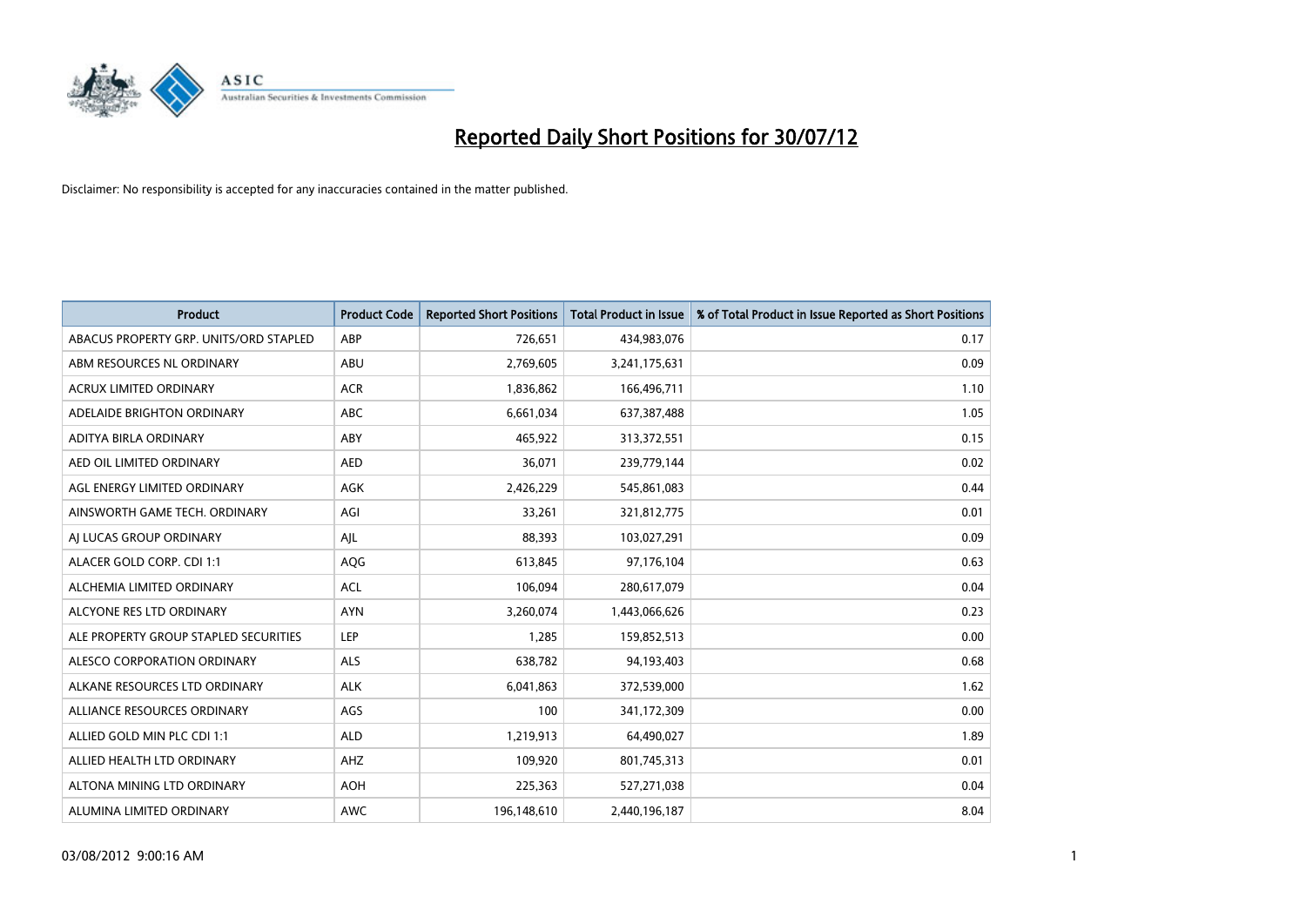# Reported Daily Short Positions for 30/07/12

Disclaimer: No responsibility is accepted for any inaccuracies contained in the matter published.

| Product | Product Code | Reported Short Positions | Total Product in Issue | % of Total Product in Issue Reported as Short Positions |
|---|---|---|---|---|
| ABACUS PROPERTY GRP. UNITS/ORD STAPLED | ABP | 726,651 | 434,983,076 | 0.17 |
| ABM RESOURCES NL ORDINARY | ABU | 2,769,605 | 3,241,175,631 | 0.09 |
| ACRUX LIMITED ORDINARY | ACR | 1,836,862 | 166,496,711 | 1.10 |
| ADELAIDE BRIGHTON ORDINARY | ABC | 6,661,034 | 637,387,488 | 1.05 |
| ADITYA BIRLA ORDINARY | ABY | 465,922 | 313,372,551 | 0.15 |
| AED OIL LIMITED ORDINARY | AED | 36,071 | 239,779,144 | 0.02 |
| AGL ENERGY LIMITED ORDINARY | AGK | 2,426,229 | 545,861,083 | 0.44 |
| AINSWORTH GAME TECH. ORDINARY | AGI | 33,261 | 321,812,775 | 0.01 |
| AJ LUCAS GROUP ORDINARY | AJL | 88,393 | 103,027,291 | 0.09 |
| ALACER GOLD CORP. CDI 1:1 | AQG | 613,845 | 97,176,104 | 0.63 |
| ALCHEMIA LIMITED ORDINARY | ACL | 106,094 | 280,617,079 | 0.04 |
| ALCYONE RES LTD ORDINARY | AYN | 3,260,074 | 1,443,066,626 | 0.23 |
| ALE PROPERTY GROUP STAPLED SECURITIES | LEP | 1,285 | 159,852,513 | 0.00 |
| ALESCO CORPORATION ORDINARY | ALS | 638,782 | 94,193,403 | 0.68 |
| ALKANE RESOURCES LTD ORDINARY | ALK | 6,041,863 | 372,539,000 | 1.62 |
| ALLIANCE RESOURCES ORDINARY | AGS | 100 | 341,172,309 | 0.00 |
| ALLIED GOLD MIN PLC CDI 1:1 | ALD | 1,219,913 | 64,490,027 | 1.89 |
| ALLIED HEALTH LTD ORDINARY | AHZ | 109,920 | 801,745,313 | 0.01 |
| ALTONA MINING LTD ORDINARY | AOH | 225,363 | 527,271,038 | 0.04 |
| ALUMINA LIMITED ORDINARY | AWC | 196,148,610 | 2,440,196,187 | 8.04 |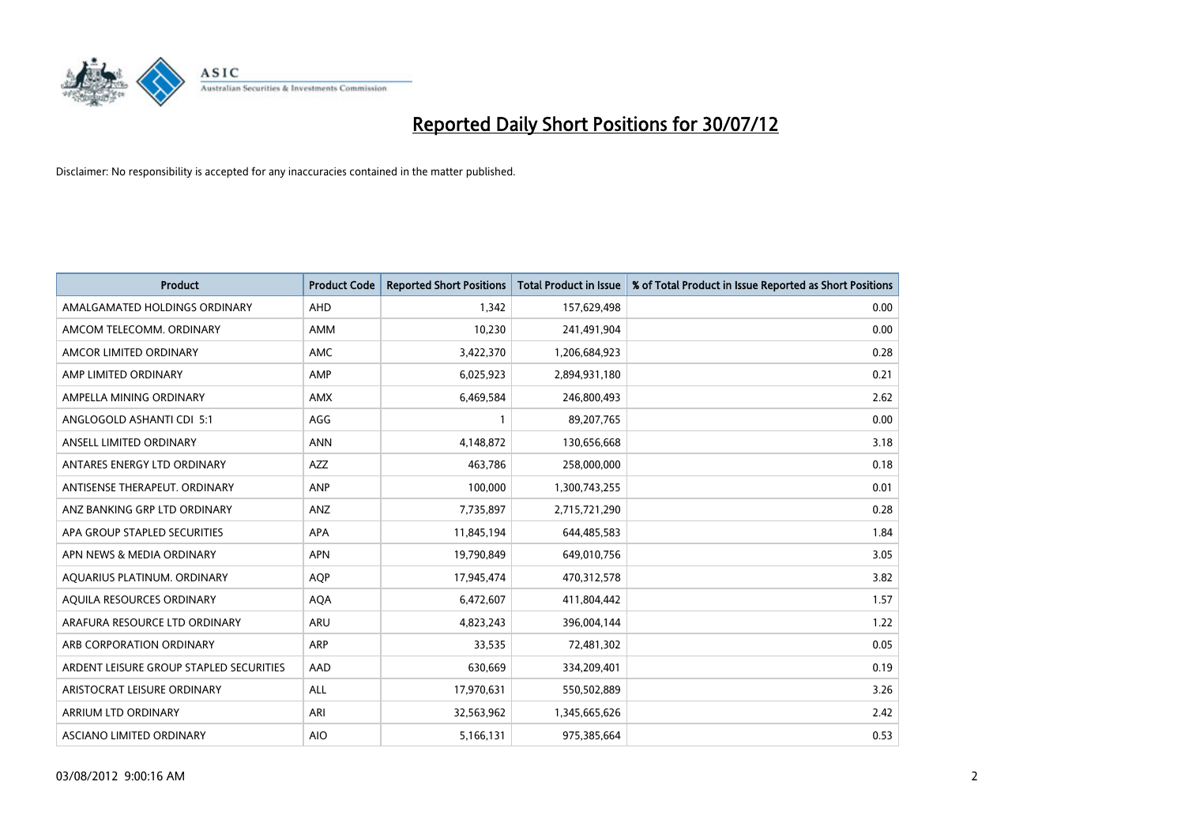# Reported Daily Short Positions for 30/07/12

Disclaimer: No responsibility is accepted for any inaccuracies contained in the matter published.

| Product | Product Code | Reported Short Positions | Total Product in Issue | % of Total Product in Issue Reported as Short Positions |
|---|---|---|---|---|
| AMALGAMATED HOLDINGS ORDINARY | AHD | 1,342 | 157,629,498 | 0.00 |
| AMCOM TELECOMM. ORDINARY | AMM | 10,230 | 241,491,904 | 0.00 |
| AMCOR LIMITED ORDINARY | AMC | 3,422,370 | 1,206,684,923 | 0.28 |
| AMP LIMITED ORDINARY | AMP | 6,025,923 | 2,894,931,180 | 0.21 |
| AMPELLA MINING ORDINARY | AMX | 6,469,584 | 246,800,493 | 2.62 |
| ANGLOGOLD ASHANTI CDI 5:1 | AGG | 1 | 89,207,765 | 0.00 |
| ANSELL LIMITED ORDINARY | ANN | 4,148,872 | 130,656,668 | 3.18 |
| ANTARES ENERGY LTD ORDINARY | AZZ | 463,786 | 258,000,000 | 0.18 |
| ANTISENSE THERAPEUT. ORDINARY | ANP | 100,000 | 1,300,743,255 | 0.01 |
| ANZ BANKING GRP LTD ORDINARY | ANZ | 7,735,897 | 2,715,721,290 | 0.28 |
| APA GROUP STAPLED SECURITIES | APA | 11,845,194 | 644,485,583 | 1.84 |
| APN NEWS & MEDIA ORDINARY | APN | 19,790,849 | 649,010,756 | 3.05 |
| AQUARIUS PLATINUM. ORDINARY | AQP | 17,945,474 | 470,312,578 | 3.82 |
| AQUILA RESOURCES ORDINARY | AQA | 6,472,607 | 411,804,442 | 1.57 |
| ARAFURA RESOURCE LTD ORDINARY | ARU | 4,823,243 | 396,004,144 | 1.22 |
| ARB CORPORATION ORDINARY | ARP | 33,535 | 72,481,302 | 0.05 |
| ARDENT LEISURE GROUP STAPLED SECURITIES | AAD | 630,669 | 334,209,401 | 0.19 |
| ARISTOCRAT LEISURE ORDINARY | ALL | 17,970,631 | 550,502,889 | 3.26 |
| ARRIUM LTD ORDINARY | ARI | 32,563,962 | 1,345,665,626 | 2.42 |
| ASCIANO LIMITED ORDINARY | AIO | 5,166,131 | 975,385,664 | 0.53 |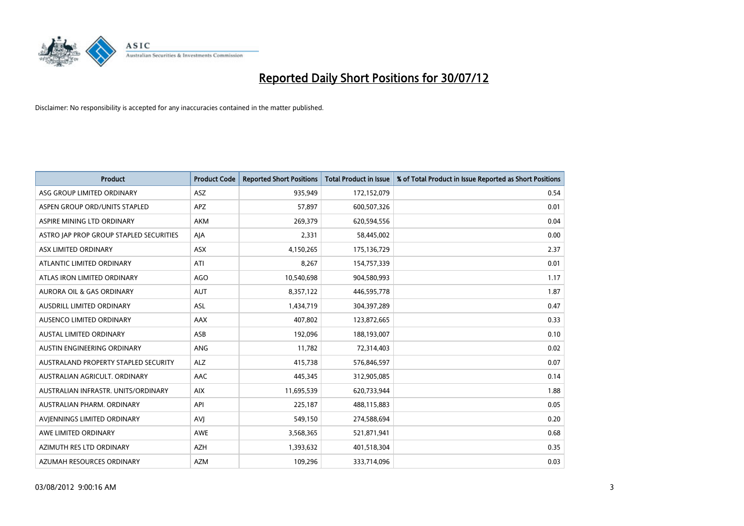# Reported Daily Short Positions for 30/07/12

Disclaimer: No responsibility is accepted for any inaccuracies contained in the matter published.

| Product | Product Code | Reported Short Positions | Total Product in Issue | % of Total Product in Issue Reported as Short Positions |
|---|---|---|---|---|
| ASG GROUP LIMITED ORDINARY | ASZ | 935,949 | 172,152,079 | 0.54 |
| ASPEN GROUP ORD/UNITS STAPLED | APZ | 57,897 | 600,507,326 | 0.01 |
| ASPIRE MINING LTD ORDINARY | AKM | 269,379 | 620,594,556 | 0.04 |
| ASTRO JAP PROP GROUP STAPLED SECURITIES | AJA | 2,331 | 58,445,002 | 0.00 |
| ASX LIMITED ORDINARY | ASX | 4,150,265 | 175,136,729 | 2.37 |
| ATLANTIC LIMITED ORDINARY | ATI | 8,267 | 154,757,339 | 0.01 |
| ATLAS IRON LIMITED ORDINARY | AGO | 10,540,698 | 904,580,993 | 1.17 |
| AURORA OIL & GAS ORDINARY | AUT | 8,357,122 | 446,595,778 | 1.87 |
| AUSDRILL LIMITED ORDINARY | ASL | 1,434,719 | 304,397,289 | 0.47 |
| AUSENCO LIMITED ORDINARY | AAX | 407,802 | 123,872,665 | 0.33 |
| AUSTAL LIMITED ORDINARY | ASB | 192,096 | 188,193,007 | 0.10 |
| AUSTIN ENGINEERING ORDINARY | ANG | 11,782 | 72,314,403 | 0.02 |
| AUSTRALAND PROPERTY STAPLED SECURITY | ALZ | 415,738 | 576,846,597 | 0.07 |
| AUSTRALIAN AGRICULT. ORDINARY | AAC | 445,345 | 312,905,085 | 0.14 |
| AUSTRALIAN INFRASTR. UNITS/ORDINARY | AIX | 11,695,539 | 620,733,944 | 1.88 |
| AUSTRALIAN PHARM. ORDINARY | API | 225,187 | 488,115,883 | 0.05 |
| AVJENNINGS LIMITED ORDINARY | AVJ | 549,150 | 274,588,694 | 0.20 |
| AWE LIMITED ORDINARY | AWE | 3,568,365 | 521,871,941 | 0.68 |
| AZIMUTH RES LTD ORDINARY | AZH | 1,393,632 | 401,518,304 | 0.35 |
| AZUMAH RESOURCES ORDINARY | AZM | 109,296 | 333,714,096 | 0.03 |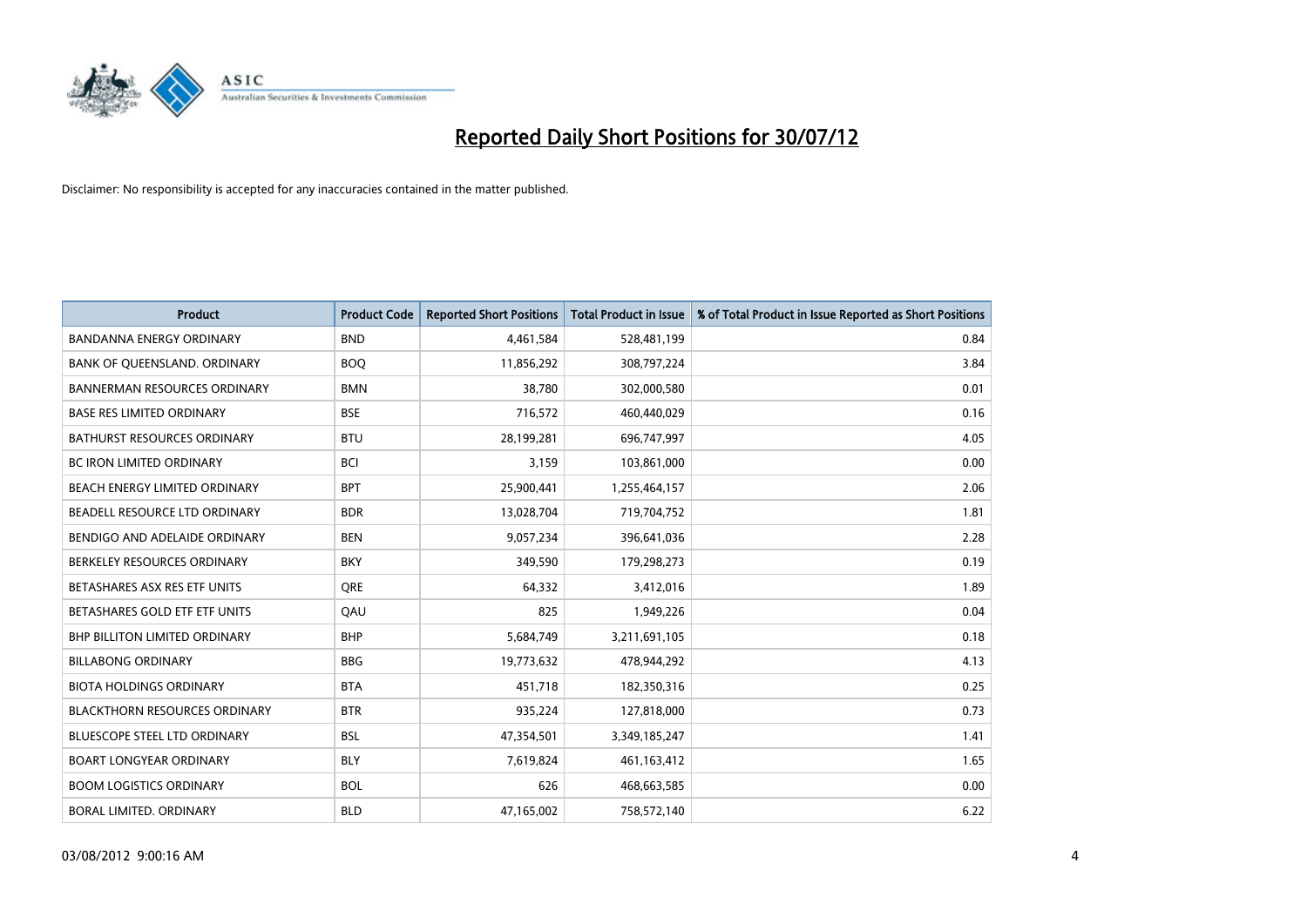# Reported Daily Short Positions for 30/07/12

Disclaimer: No responsibility is accepted for any inaccuracies contained in the matter published.

| Product | Product Code | Reported Short Positions | Total Product in Issue | % of Total Product in Issue Reported as Short Positions |
|---|---|---|---|---|
| BANDANNA ENERGY ORDINARY | BND | 4,461,584 | 528,481,199 | 0.84 |
| BANK OF QUEENSLAND. ORDINARY | BOQ | 11,856,292 | 308,797,224 | 3.84 |
| BANNERMAN RESOURCES ORDINARY | BMN | 38,780 | 302,000,580 | 0.01 |
| BASE RES LIMITED ORDINARY | BSE | 716,572 | 460,440,029 | 0.16 |
| BATHURST RESOURCES ORDINARY | BTU | 28,199,281 | 696,747,997 | 4.05 |
| BC IRON LIMITED ORDINARY | BCI | 3,159 | 103,861,000 | 0.00 |
| BEACH ENERGY LIMITED ORDINARY | BPT | 25,900,441 | 1,255,464,157 | 2.06 |
| BEADELL RESOURCE LTD ORDINARY | BDR | 13,028,704 | 719,704,752 | 1.81 |
| BENDIGO AND ADELAIDE ORDINARY | BEN | 9,057,234 | 396,641,036 | 2.28 |
| BERKELEY RESOURCES ORDINARY | BKY | 349,590 | 179,298,273 | 0.19 |
| BETASHARES ASX RES ETF UNITS | QRE | 64,332 | 3,412,016 | 1.89 |
| BETASHARES GOLD ETF ETF UNITS | QAU | 825 | 1,949,226 | 0.04 |
| BHP BILLITON LIMITED ORDINARY | BHP | 5,684,749 | 3,211,691,105 | 0.18 |
| BILLABONG ORDINARY | BBG | 19,773,632 | 478,944,292 | 4.13 |
| BIOTA HOLDINGS ORDINARY | BTA | 451,718 | 182,350,316 | 0.25 |
| BLACKTHORN RESOURCES ORDINARY | BTR | 935,224 | 127,818,000 | 0.73 |
| BLUESCOPE STEEL LTD ORDINARY | BSL | 47,354,501 | 3,349,185,247 | 1.41 |
| BOART LONGYEAR ORDINARY | BLY | 7,619,824 | 461,163,412 | 1.65 |
| BOOM LOGISTICS ORDINARY | BOL | 626 | 468,663,585 | 0.00 |
| BORAL LIMITED. ORDINARY | BLD | 47,165,002 | 758,572,140 | 6.22 |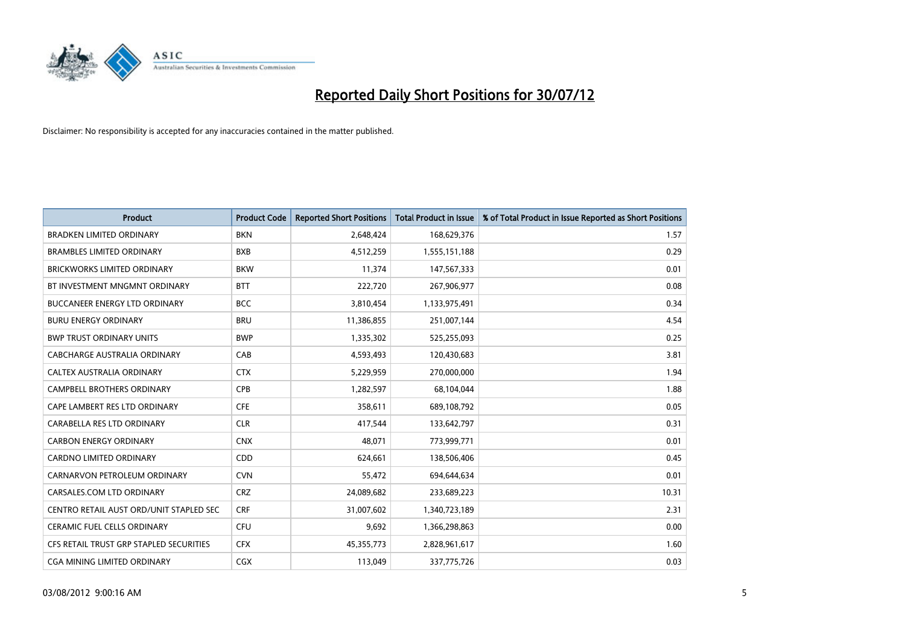# Reported Daily Short Positions for 30/07/12

Disclaimer: No responsibility is accepted for any inaccuracies contained in the matter published.

| Product | Product Code | Reported Short Positions | Total Product in Issue | % of Total Product in Issue Reported as Short Positions |
|---|---|---|---|---|
| BRADKEN LIMITED ORDINARY | BKN | 2,648,424 | 168,629,376 | 1.57 |
| BRAMBLES LIMITED ORDINARY | BXB | 4,512,259 | 1,555,151,188 | 0.29 |
| BRICKWORKS LIMITED ORDINARY | BKW | 11,374 | 147,567,333 | 0.01 |
| BT INVESTMENT MNGMNT ORDINARY | BTT | 222,720 | 267,906,977 | 0.08 |
| BUCCANEER ENERGY LTD ORDINARY | BCC | 3,810,454 | 1,133,975,491 | 0.34 |
| BURU ENERGY ORDINARY | BRU | 11,386,855 | 251,007,144 | 4.54 |
| BWP TRUST ORDINARY UNITS | BWP | 1,335,302 | 525,255,093 | 0.25 |
| CABCHARGE AUSTRALIA ORDINARY | CAB | 4,593,493 | 120,430,683 | 3.81 |
| CALTEX AUSTRALIA ORDINARY | CTX | 5,229,959 | 270,000,000 | 1.94 |
| CAMPBELL BROTHERS ORDINARY | CPB | 1,282,597 | 68,104,044 | 1.88 |
| CAPE LAMBERT RES LTD ORDINARY | CFE | 358,611 | 689,108,792 | 0.05 |
| CARABELLA RES LTD ORDINARY | CLR | 417,544 | 133,642,797 | 0.31 |
| CARBON ENERGY ORDINARY | CNX | 48,071 | 773,999,771 | 0.01 |
| CARDNO LIMITED ORDINARY | CDD | 624,661 | 138,506,406 | 0.45 |
| CARNARVON PETROLEUM ORDINARY | CVN | 55,472 | 694,644,634 | 0.01 |
| CARSALES.COM LTD ORDINARY | CRZ | 24,089,682 | 233,689,223 | 10.31 |
| CENTRO RETAIL AUST ORD/UNIT STAPLED SEC | CRF | 31,007,602 | 1,340,723,189 | 2.31 |
| CERAMIC FUEL CELLS ORDINARY | CFU | 9,692 | 1,366,298,863 | 0.00 |
| CFS RETAIL TRUST GRP STAPLED SECURITIES | CFX | 45,355,773 | 2,828,961,617 | 1.60 |
| CGA MINING LIMITED ORDINARY | CGX | 113,049 | 337,775,726 | 0.03 |

03/08/2012 9:00:16 AM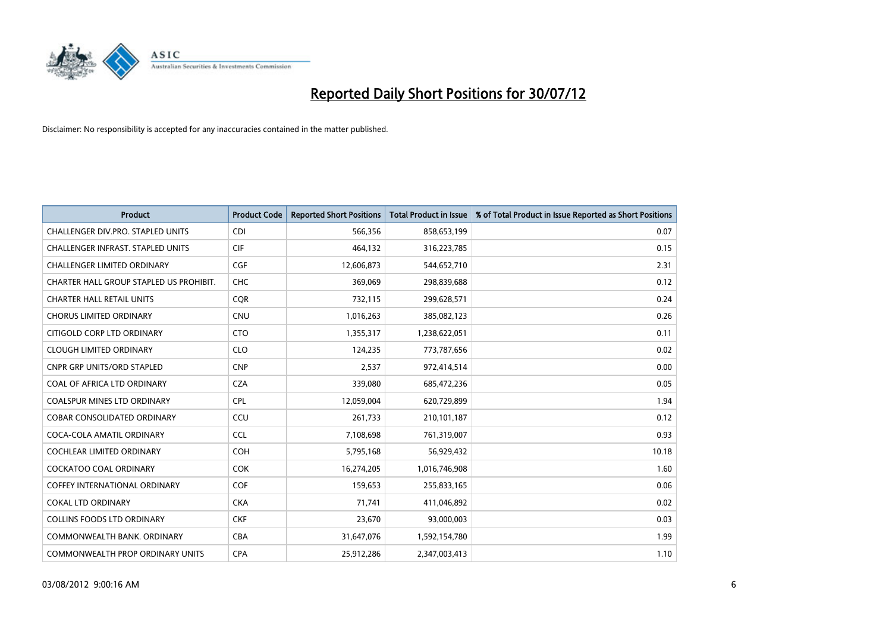# Reported Daily Short Positions for 30/07/12

Disclaimer: No responsibility is accepted for any inaccuracies contained in the matter published.

| Product | Product Code | Reported Short Positions | Total Product in Issue | % of Total Product in Issue Reported as Short Positions |
|---|---|---|---|---|
| CHALLENGER DIV.PRO. STAPLED UNITS | CDI | 566,356 | 858,653,199 | 0.07 |
| CHALLENGER INFRAST. STAPLED UNITS | CIF | 464,132 | 316,223,785 | 0.15 |
| CHALLENGER LIMITED ORDINARY | CGF | 12,606,873 | 544,652,710 | 2.31 |
| CHARTER HALL GROUP STAPLED US PROHIBIT. | CHC | 369,069 | 298,839,688 | 0.12 |
| CHARTER HALL RETAIL UNITS | CQR | 732,115 | 299,628,571 | 0.24 |
| CHORUS LIMITED ORDINARY | CNU | 1,016,263 | 385,082,123 | 0.26 |
| CITIGOLD CORP LTD ORDINARY | CTO | 1,355,317 | 1,238,622,051 | 0.11 |
| CLOUGH LIMITED ORDINARY | CLO | 124,235 | 773,787,656 | 0.02 |
| CNPR GRP UNITS/ORD STAPLED | CNP | 2,537 | 972,414,514 | 0.00 |
| COAL OF AFRICA LTD ORDINARY | CZA | 339,080 | 685,472,236 | 0.05 |
| COALSPUR MINES LTD ORDINARY | CPL | 12,059,004 | 620,729,899 | 1.94 |
| COBAR CONSOLIDATED ORDINARY | CCU | 261,733 | 210,101,187 | 0.12 |
| COCA-COLA AMATIL ORDINARY | CCL | 7,108,698 | 761,319,007 | 0.93 |
| COCHLEAR LIMITED ORDINARY | COH | 5,795,168 | 56,929,432 | 10.18 |
| COCKATOO COAL ORDINARY | COK | 16,274,205 | 1,016,746,908 | 1.60 |
| COFFEY INTERNATIONAL ORDINARY | COF | 159,653 | 255,833,165 | 0.06 |
| COKAL LTD ORDINARY | CKA | 71,741 | 411,046,892 | 0.02 |
| COLLINS FOODS LTD ORDINARY | CKF | 23,670 | 93,000,003 | 0.03 |
| COMMONWEALTH BANK. ORDINARY | CBA | 31,647,076 | 1,592,154,780 | 1.99 |
| COMMONWEALTH PROP ORDINARY UNITS | CPA | 25,912,286 | 2,347,003,413 | 1.10 |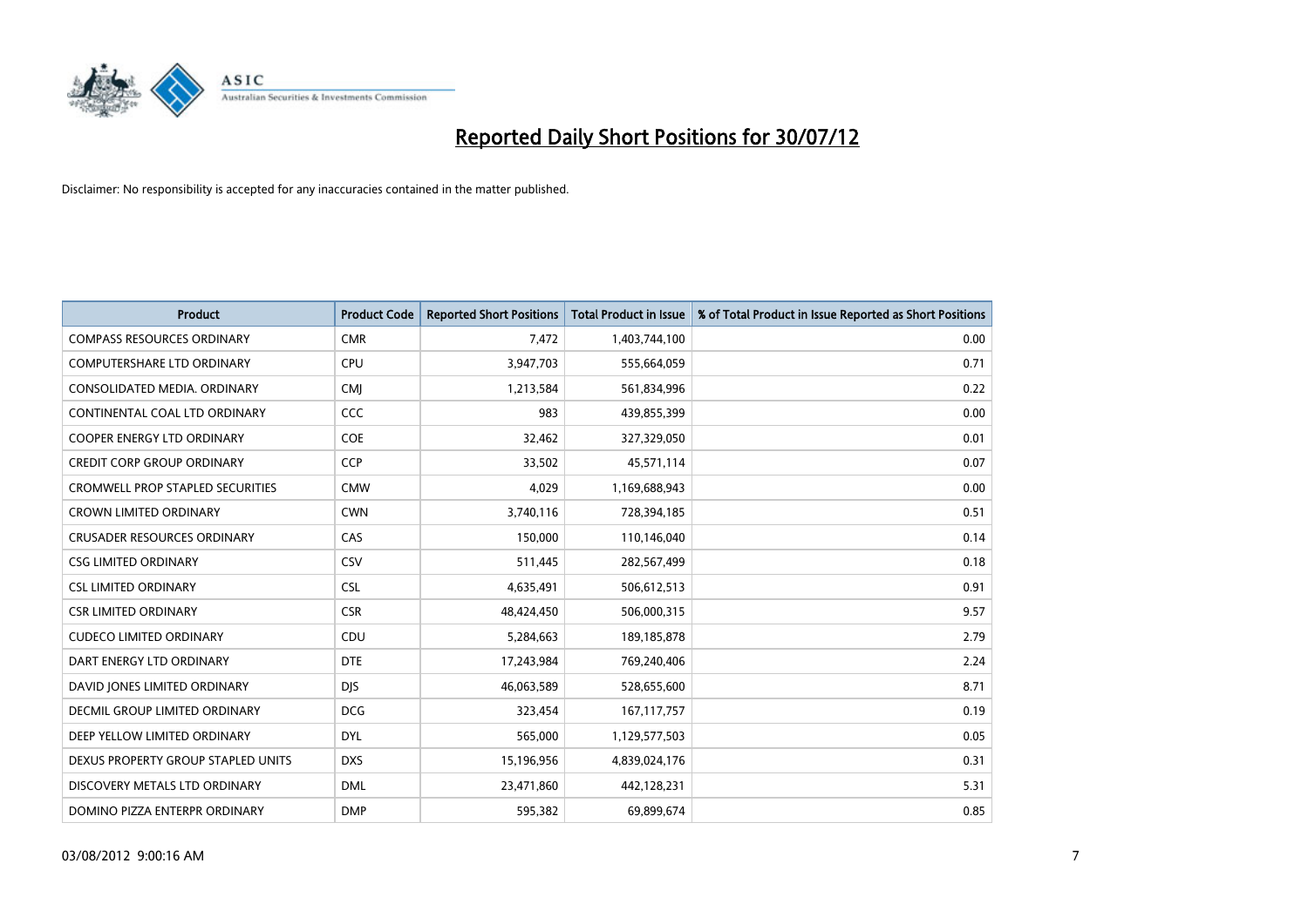# Reported Daily Short Positions for 30/07/12

Disclaimer: No responsibility is accepted for any inaccuracies contained in the matter published.

| Product | Product Code | Reported Short Positions | Total Product in Issue | % of Total Product in Issue Reported as Short Positions |
|---|---|---|---|---|
| COMPASS RESOURCES ORDINARY | CMR | 7,472 | 1,403,744,100 | 0.00 |
| COMPUTERSHARE LTD ORDINARY | CPU | 3,947,703 | 555,664,059 | 0.71 |
| CONSOLIDATED MEDIA. ORDINARY | CMJ | 1,213,584 | 561,834,996 | 0.22 |
| CONTINENTAL COAL LTD ORDINARY | CCC | 983 | 439,855,399 | 0.00 |
| COOPER ENERGY LTD ORDINARY | COE | 32,462 | 327,329,050 | 0.01 |
| CREDIT CORP GROUP ORDINARY | CCP | 33,502 | 45,571,114 | 0.07 |
| CROMWELL PROP STAPLED SECURITIES | CMW | 4,029 | 1,169,688,943 | 0.00 |
| CROWN LIMITED ORDINARY | CWN | 3,740,116 | 728,394,185 | 0.51 |
| CRUSADER RESOURCES ORDINARY | CAS | 150,000 | 110,146,040 | 0.14 |
| CSG LIMITED ORDINARY | CSV | 511,445 | 282,567,499 | 0.18 |
| CSL LIMITED ORDINARY | CSL | 4,635,491 | 506,612,513 | 0.91 |
| CSR LIMITED ORDINARY | CSR | 48,424,450 | 506,000,315 | 9.57 |
| CUDECO LIMITED ORDINARY | CDU | 5,284,663 | 189,185,878 | 2.79 |
| DART ENERGY LTD ORDINARY | DTE | 17,243,984 | 769,240,406 | 2.24 |
| DAVID JONES LIMITED ORDINARY | DJS | 46,063,589 | 528,655,600 | 8.71 |
| DECMIL GROUP LIMITED ORDINARY | DCG | 323,454 | 167,117,757 | 0.19 |
| DEEP YELLOW LIMITED ORDINARY | DYL | 565,000 | 1,129,577,503 | 0.05 |
| DEXUS PROPERTY GROUP STAPLED UNITS | DXS | 15,196,956 | 4,839,024,176 | 0.31 |
| DISCOVERY METALS LTD ORDINARY | DML | 23,471,860 | 442,128,231 | 5.31 |
| DOMINO PIZZA ENTERPR ORDINARY | DMP | 595,382 | 69,899,674 | 0.85 |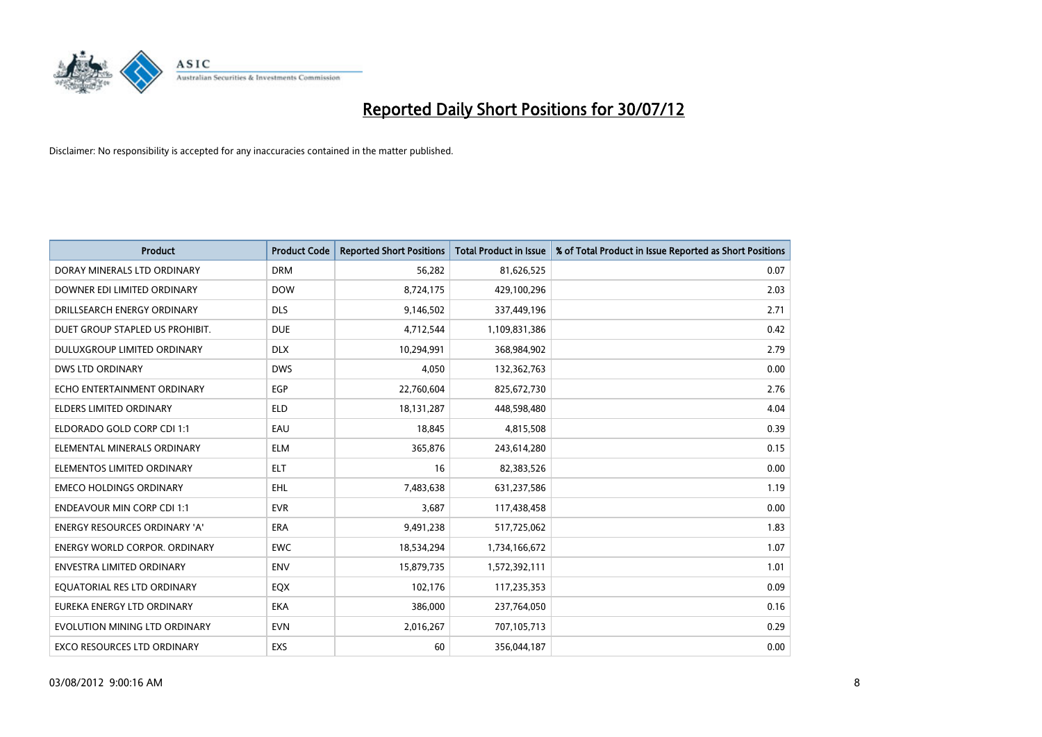# Reported Daily Short Positions for 30/07/12

Disclaimer: No responsibility is accepted for any inaccuracies contained in the matter published.

| Product | Product Code | Reported Short Positions | Total Product in Issue | % of Total Product in Issue Reported as Short Positions |
|---|---|---|---|---|
| DORAY MINERALS LTD ORDINARY | DRM | 56,282 | 81,626,525 | 0.07 |
| DOWNER EDI LIMITED ORDINARY | DOW | 8,724,175 | 429,100,296 | 2.03 |
| DRILLSEARCH ENERGY ORDINARY | DLS | 9,146,502 | 337,449,196 | 2.71 |
| DUET GROUP STAPLED US PROHIBIT. | DUE | 4,712,544 | 1,109,831,386 | 0.42 |
| DULUXGROUP LIMITED ORDINARY | DLX | 10,294,991 | 368,984,902 | 2.79 |
| DWS LTD ORDINARY | DWS | 4,050 | 132,362,763 | 0.00 |
| ECHO ENTERTAINMENT ORDINARY | EGP | 22,760,604 | 825,672,730 | 2.76 |
| ELDERS LIMITED ORDINARY | ELD | 18,131,287 | 448,598,480 | 4.04 |
| ELDORADO GOLD CORP CDI 1:1 | EAU | 18,845 | 4,815,508 | 0.39 |
| ELEMENTAL MINERALS ORDINARY | ELM | 365,876 | 243,614,280 | 0.15 |
| ELEMENTOS LIMITED ORDINARY | ELT | 16 | 82,383,526 | 0.00 |
| EMECO HOLDINGS ORDINARY | EHL | 7,483,638 | 631,237,586 | 1.19 |
| ENDEAVOUR MIN CORP CDI 1:1 | EVR | 3,687 | 117,438,458 | 0.00 |
| ENERGY RESOURCES ORDINARY 'A' | ERA | 9,491,238 | 517,725,062 | 1.83 |
| ENERGY WORLD CORPOR. ORDINARY | EWC | 18,534,294 | 1,734,166,672 | 1.07 |
| ENVESTRA LIMITED ORDINARY | ENV | 15,879,735 | 1,572,392,111 | 1.01 |
| EQUATORIAL RES LTD ORDINARY | EQX | 102,176 | 117,235,353 | 0.09 |
| EUREKA ENERGY LTD ORDINARY | EKA | 386,000 | 237,764,050 | 0.16 |
| EVOLUTION MINING LTD ORDINARY | EVN | 2,016,267 | 707,105,713 | 0.29 |
| EXCO RESOURCES LTD ORDINARY | EXS | 60 | 356,044,187 | 0.00 |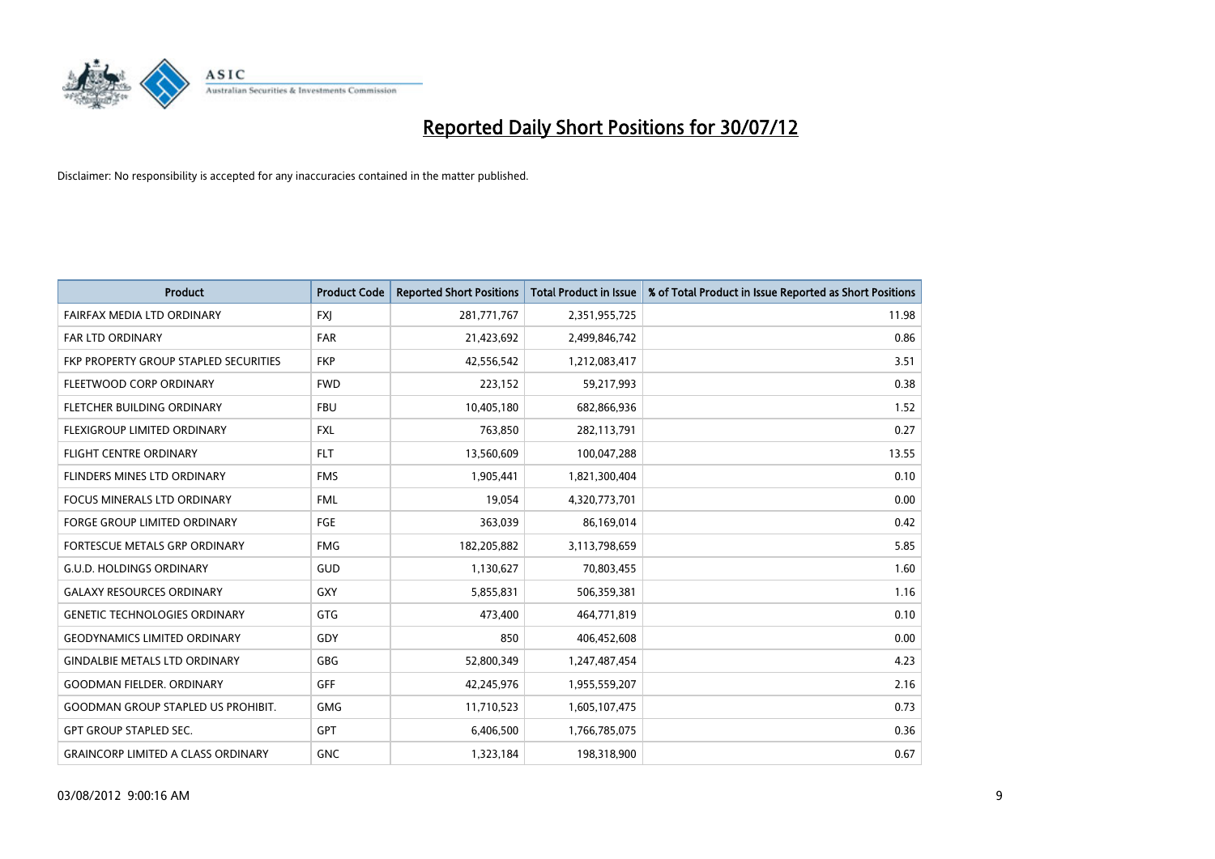# Reported Daily Short Positions for 30/07/12

Disclaimer: No responsibility is accepted for any inaccuracies contained in the matter published.

| Product | Product Code | Reported Short Positions | Total Product in Issue | % of Total Product in Issue Reported as Short Positions |
|---|---|---|---|---|
| FAIRFAX MEDIA LTD ORDINARY | FXJ | 281,771,767 | 2,351,955,725 | 11.98 |
| FAR LTD ORDINARY | FAR | 21,423,692 | 2,499,846,742 | 0.86 |
| FKP PROPERTY GROUP STAPLED SECURITIES | FKP | 42,556,542 | 1,212,083,417 | 3.51 |
| FLEETWOOD CORP ORDINARY | FWD | 223,152 | 59,217,993 | 0.38 |
| FLETCHER BUILDING ORDINARY | FBU | 10,405,180 | 682,866,936 | 1.52 |
| FLEXIGROUP LIMITED ORDINARY | FXL | 763,850 | 282,113,791 | 0.27 |
| FLIGHT CENTRE ORDINARY | FLT | 13,560,609 | 100,047,288 | 13.55 |
| FLINDERS MINES LTD ORDINARY | FMS | 1,905,441 | 1,821,300,404 | 0.10 |
| FOCUS MINERALS LTD ORDINARY | FML | 19,054 | 4,320,773,701 | 0.00 |
| FORGE GROUP LIMITED ORDINARY | FGE | 363,039 | 86,169,014 | 0.42 |
| FORTESCUE METALS GRP ORDINARY | FMG | 182,205,882 | 3,113,798,659 | 5.85 |
| G.U.D. HOLDINGS ORDINARY | GUD | 1,130,627 | 70,803,455 | 1.60 |
| GALAXY RESOURCES ORDINARY | GXY | 5,855,831 | 506,359,381 | 1.16 |
| GENETIC TECHNOLOGIES ORDINARY | GTG | 473,400 | 464,771,819 | 0.10 |
| GEODYNAMICS LIMITED ORDINARY | GDY | 850 | 406,452,608 | 0.00 |
| GINDALBIE METALS LTD ORDINARY | GBG | 52,800,349 | 1,247,487,454 | 4.23 |
| GOODMAN FIELDER. ORDINARY | GFF | 42,245,976 | 1,955,559,207 | 2.16 |
| GOODMAN GROUP STAPLED US PROHIBIT. | GMG | 11,710,523 | 1,605,107,475 | 0.73 |
| GPT GROUP STAPLED SEC. | GPT | 6,406,500 | 1,766,785,075 | 0.36 |
| GRAINCORP LIMITED A CLASS ORDINARY | GNC | 1,323,184 | 198,318,900 | 0.67 |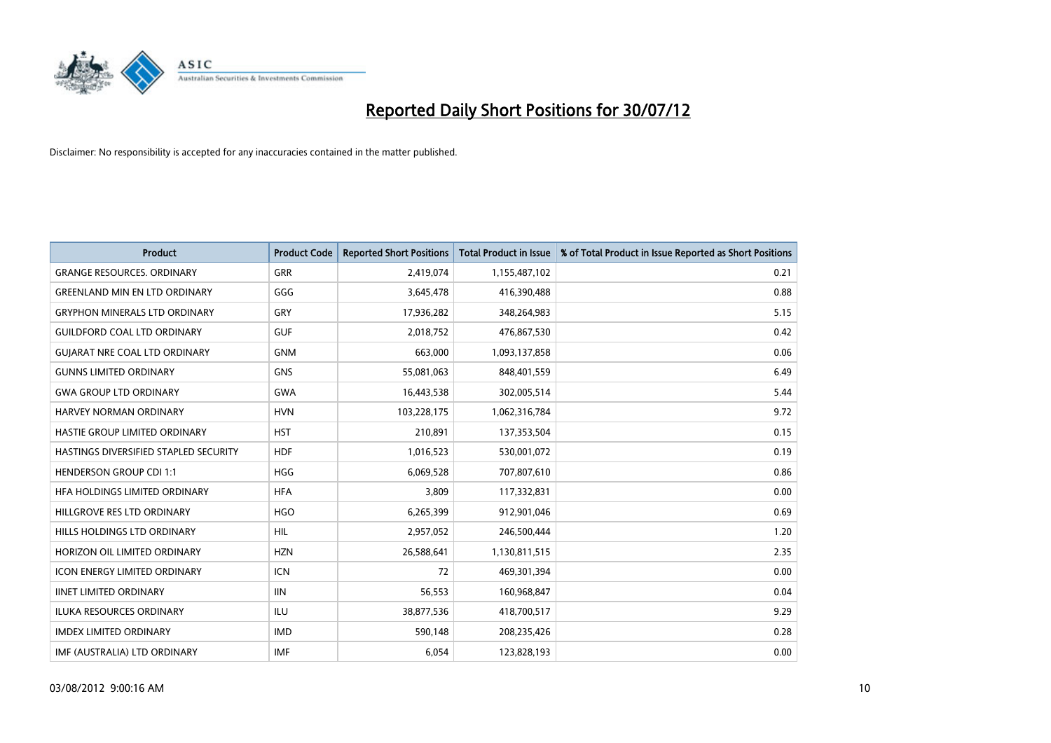# Reported Daily Short Positions for 30/07/12

Disclaimer: No responsibility is accepted for any inaccuracies contained in the matter published.

| Product | Product Code | Reported Short Positions | Total Product in Issue | % of Total Product in Issue Reported as Short Positions |
|---|---|---|---|---|
| GRANGE RESOURCES. ORDINARY | GRR | 2,419,074 | 1,155,487,102 | 0.21 |
| GREENLAND MIN EN LTD ORDINARY | GGG | 3,645,478 | 416,390,488 | 0.88 |
| GRYPHON MINERALS LTD ORDINARY | GRY | 17,936,282 | 348,264,983 | 5.15 |
| GUILDFORD COAL LTD ORDINARY | GUF | 2,018,752 | 476,867,530 | 0.42 |
| GUJARAT NRE COAL LTD ORDINARY | GNM | 663,000 | 1,093,137,858 | 0.06 |
| GUNNS LIMITED ORDINARY | GNS | 55,081,063 | 848,401,559 | 6.49 |
| GWA GROUP LTD ORDINARY | GWA | 16,443,538 | 302,005,514 | 5.44 |
| HARVEY NORMAN ORDINARY | HVN | 103,228,175 | 1,062,316,784 | 9.72 |
| HASTIE GROUP LIMITED ORDINARY | HST | 210,891 | 137,353,504 | 0.15 |
| HASTINGS DIVERSIFIED STAPLED SECURITY | HDF | 1,016,523 | 530,001,072 | 0.19 |
| HENDERSON GROUP CDI 1:1 | HGG | 6,069,528 | 707,807,610 | 0.86 |
| HFA HOLDINGS LIMITED ORDINARY | HFA | 3,809 | 117,332,831 | 0.00 |
| HILLGROVE RES LTD ORDINARY | HGO | 6,265,399 | 912,901,046 | 0.69 |
| HILLS HOLDINGS LTD ORDINARY | HIL | 2,957,052 | 246,500,444 | 1.20 |
| HORIZON OIL LIMITED ORDINARY | HZN | 26,588,641 | 1,130,811,515 | 2.35 |
| ICON ENERGY LIMITED ORDINARY | ICN | 72 | 469,301,394 | 0.00 |
| IINET LIMITED ORDINARY | IIN | 56,553 | 160,968,847 | 0.04 |
| ILUKA RESOURCES ORDINARY | ILU | 38,877,536 | 418,700,517 | 9.29 |
| IMDEX LIMITED ORDINARY | IMD | 590,148 | 208,235,426 | 0.28 |
| IMF (AUSTRALIA) LTD ORDINARY | IMF | 6,054 | 123,828,193 | 0.00 |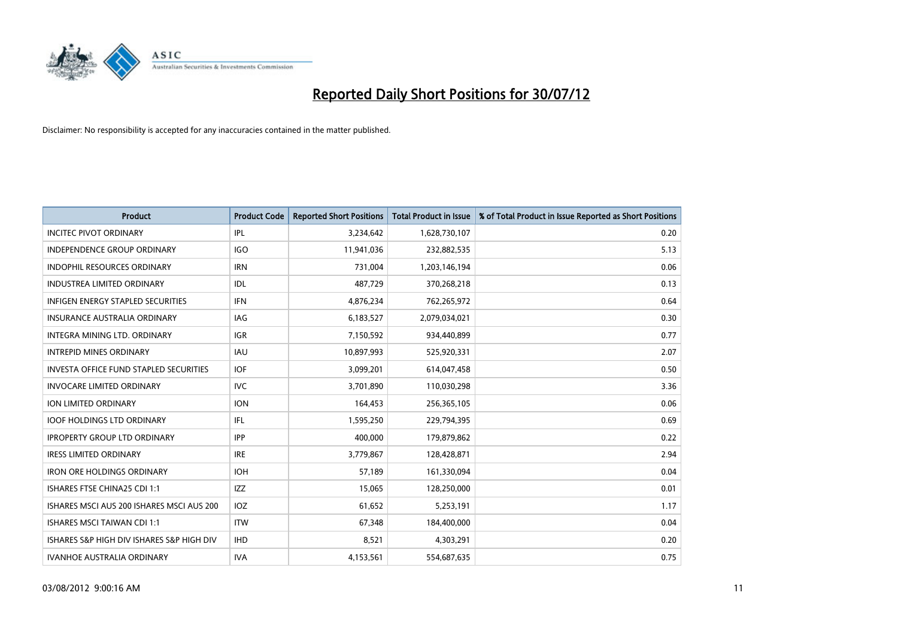# Reported Daily Short Positions for 30/07/12

Disclaimer: No responsibility is accepted for any inaccuracies contained in the matter published.

| Product | Product Code | Reported Short Positions | Total Product in Issue | % of Total Product in Issue Reported as Short Positions |
|---|---|---|---|---|
| INCITEC PIVOT ORDINARY | IPL | 3,234,642 | 1,628,730,107 | 0.20 |
| INDEPENDENCE GROUP ORDINARY | IGO | 11,941,036 | 232,882,535 | 5.13 |
| INDOPHIL RESOURCES ORDINARY | IRN | 731,004 | 1,203,146,194 | 0.06 |
| INDUSTREA LIMITED ORDINARY | IDL | 487,729 | 370,268,218 | 0.13 |
| INFIGEN ENERGY STAPLED SECURITIES | IFN | 4,876,234 | 762,265,972 | 0.64 |
| INSURANCE AUSTRALIA ORDINARY | IAG | 6,183,527 | 2,079,034,021 | 0.30 |
| INTEGRA MINING LTD. ORDINARY | IGR | 7,150,592 | 934,440,899 | 0.77 |
| INTREPID MINES ORDINARY | IAU | 10,897,993 | 525,920,331 | 2.07 |
| INVESTA OFFICE FUND STAPLED SECURITIES | IOF | 3,099,201 | 614,047,458 | 0.50 |
| INVOCARE LIMITED ORDINARY | IVC | 3,701,890 | 110,030,298 | 3.36 |
| ION LIMITED ORDINARY | ION | 164,453 | 256,365,105 | 0.06 |
| IOOF HOLDINGS LTD ORDINARY | IFL | 1,595,250 | 229,794,395 | 0.69 |
| IPROPERTY GROUP LTD ORDINARY | IPP | 400,000 | 179,879,862 | 0.22 |
| IRESS LIMITED ORDINARY | IRE | 3,779,867 | 128,428,871 | 2.94 |
| IRON ORE HOLDINGS ORDINARY | IOH | 57,189 | 161,330,094 | 0.04 |
| ISHARES FTSE CHINA25 CDI 1:1 | IZZ | 15,065 | 128,250,000 | 0.01 |
| ISHARES MSCI AUS 200 ISHARES MSCI AUS 200 | IOZ | 61,652 | 5,253,191 | 1.17 |
| ISHARES MSCI TAIWAN CDI 1:1 | ITW | 67,348 | 184,400,000 | 0.04 |
| ISHARES S&P HIGH DIV ISHARES S&P HIGH DIV | IHD | 8,521 | 4,303,291 | 0.20 |
| IVANHOE AUSTRALIA ORDINARY | IVA | 4,153,561 | 554,687,635 | 0.75 |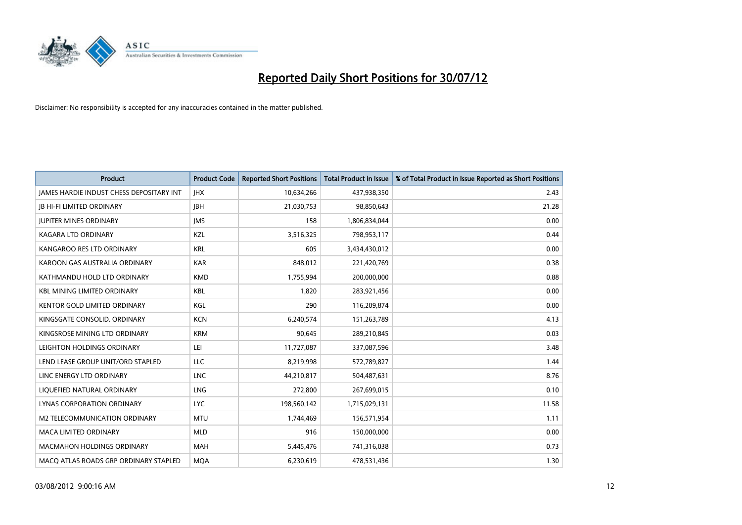# Reported Daily Short Positions for 30/07/12

Disclaimer: No responsibility is accepted for any inaccuracies contained in the matter published.

| Product | Product Code | Reported Short Positions | Total Product in Issue | % of Total Product in Issue Reported as Short Positions |
|---|---|---|---|---|
| JAMES HARDIE INDUST CHESS DEPOSITARY INT | JHX | 10,634,266 | 437,938,350 | 2.43 |
| JB HI-FI LIMITED ORDINARY | JBH | 21,030,753 | 98,850,643 | 21.28 |
| JUPITER MINES ORDINARY | JMS | 158 | 1,806,834,044 | 0.00 |
| KAGARA LTD ORDINARY | KZL | 3,516,325 | 798,953,117 | 0.44 |
| KANGAROO RES LTD ORDINARY | KRL | 605 | 3,434,430,012 | 0.00 |
| KAROON GAS AUSTRALIA ORDINARY | KAR | 848,012 | 221,420,769 | 0.38 |
| KATHMANDU HOLD LTD ORDINARY | KMD | 1,755,994 | 200,000,000 | 0.88 |
| KBL MINING LIMITED ORDINARY | KBL | 1,820 | 283,921,456 | 0.00 |
| KENTOR GOLD LIMITED ORDINARY | KGL | 290 | 116,209,874 | 0.00 |
| KINGSGATE CONSOLID. ORDINARY | KCN | 6,240,574 | 151,263,789 | 4.13 |
| KINGSROSE MINING LTD ORDINARY | KRM | 90,645 | 289,210,845 | 0.03 |
| LEIGHTON HOLDINGS ORDINARY | LEI | 11,727,087 | 337,087,596 | 3.48 |
| LEND LEASE GROUP UNIT/ORD STAPLED | LLC | 8,219,998 | 572,789,827 | 1.44 |
| LINC ENERGY LTD ORDINARY | LNC | 44,210,817 | 504,487,631 | 8.76 |
| LIQUEFIED NATURAL ORDINARY | LNG | 272,800 | 267,699,015 | 0.10 |
| LYNAS CORPORATION ORDINARY | LYC | 198,560,142 | 1,715,029,131 | 11.58 |
| M2 TELECOMMUNICATION ORDINARY | MTU | 1,744,469 | 156,571,954 | 1.11 |
| MACA LIMITED ORDINARY | MLD | 916 | 150,000,000 | 0.00 |
| MACMAHON HOLDINGS ORDINARY | MAH | 5,445,476 | 741,316,038 | 0.73 |
| MACQ ATLAS ROADS GRP ORDINARY STAPLED | MQA | 6,230,619 | 478,531,436 | 1.30 |

03/08/2012 9:00:16 AM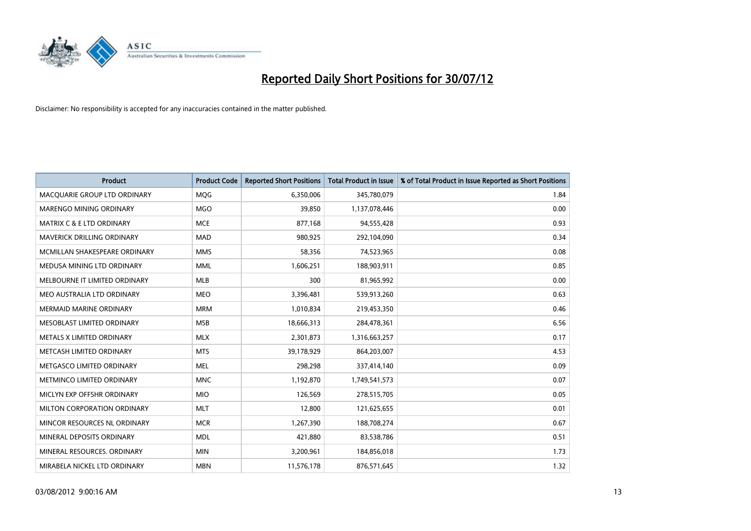# Reported Daily Short Positions for 30/07/12

Disclaimer: No responsibility is accepted for any inaccuracies contained in the matter published.

| Product | Product Code | Reported Short Positions | Total Product in Issue | % of Total Product in Issue Reported as Short Positions |
|---|---|---|---|---|
| MACQUARIE GROUP LTD ORDINARY | MQG | 6,350,006 | 345,780,079 | 1.84 |
| MARENGO MINING ORDINARY | MGO | 39,850 | 1,137,078,446 | 0.00 |
| MATRIX C & E LTD ORDINARY | MCE | 877,168 | 94,555,428 | 0.93 |
| MAVERICK DRILLING ORDINARY | MAD | 980,925 | 292,104,090 | 0.34 |
| MCMILLAN SHAKESPEARE ORDINARY | MMS | 58,356 | 74,523,965 | 0.08 |
| MEDUSA MINING LTD ORDINARY | MML | 1,606,251 | 188,903,911 | 0.85 |
| MELBOURNE IT LIMITED ORDINARY | MLB | 300 | 81,965,992 | 0.00 |
| MEO AUSTRALIA LTD ORDINARY | MEO | 3,396,481 | 539,913,260 | 0.63 |
| MERMAID MARINE ORDINARY | MRM | 1,010,834 | 219,453,350 | 0.46 |
| MESOBLAST LIMITED ORDINARY | MSB | 18,666,313 | 284,478,361 | 6.56 |
| METALS X LIMITED ORDINARY | MLX | 2,301,873 | 1,316,663,257 | 0.17 |
| METCASH LIMITED ORDINARY | MTS | 39,178,929 | 864,203,007 | 4.53 |
| METGASCO LIMITED ORDINARY | MEL | 298,298 | 337,414,140 | 0.09 |
| METMINCO LIMITED ORDINARY | MNC | 1,192,870 | 1,749,541,573 | 0.07 |
| MICLYN EXP OFFSHR ORDINARY | MIO | 126,569 | 278,515,705 | 0.05 |
| MILTON CORPORATION ORDINARY | MLT | 12,800 | 121,625,655 | 0.01 |
| MINCOR RESOURCES NL ORDINARY | MCR | 1,267,390 | 188,708,274 | 0.67 |
| MINERAL DEPOSITS ORDINARY | MDL | 421,880 | 83,538,786 | 0.51 |
| MINERAL RESOURCES. ORDINARY | MIN | 3,200,961 | 184,856,018 | 1.73 |
| MIRABELA NICKEL LTD ORDINARY | MBN | 11,576,178 | 876,571,645 | 1.32 |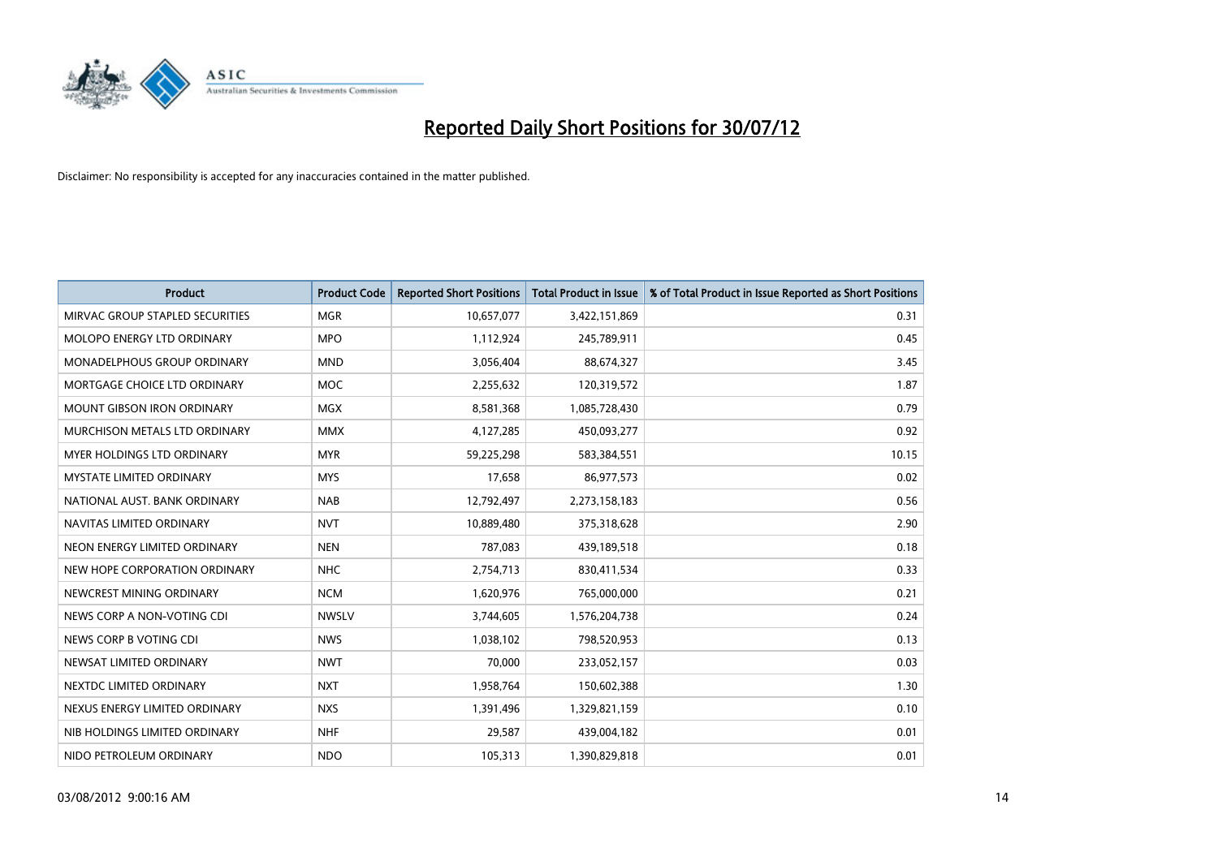# Reported Daily Short Positions for 30/07/12

Disclaimer: No responsibility is accepted for any inaccuracies contained in the matter published.

| Product | Product Code | Reported Short Positions | Total Product in Issue | % of Total Product in Issue Reported as Short Positions |
|---|---|---|---|---|
| MIRVAC GROUP STAPLED SECURITIES | MGR | 10,657,077 | 3,422,151,869 | 0.31 |
| MOLOPO ENERGY LTD ORDINARY | MPO | 1,112,924 | 245,789,911 | 0.45 |
| MONADELPHOUS GROUP ORDINARY | MND | 3,056,404 | 88,674,327 | 3.45 |
| MORTGAGE CHOICE LTD ORDINARY | MOC | 2,255,632 | 120,319,572 | 1.87 |
| MOUNT GIBSON IRON ORDINARY | MGX | 8,581,368 | 1,085,728,430 | 0.79 |
| MURCHISON METALS LTD ORDINARY | MMX | 4,127,285 | 450,093,277 | 0.92 |
| MYER HOLDINGS LTD ORDINARY | MYR | 59,225,298 | 583,384,551 | 10.15 |
| MYSTATE LIMITED ORDINARY | MYS | 17,658 | 86,977,573 | 0.02 |
| NATIONAL AUST. BANK ORDINARY | NAB | 12,792,497 | 2,273,158,183 | 0.56 |
| NAVITAS LIMITED ORDINARY | NVT | 10,889,480 | 375,318,628 | 2.90 |
| NEON ENERGY LIMITED ORDINARY | NEN | 787,083 | 439,189,518 | 0.18 |
| NEW HOPE CORPORATION ORDINARY | NHC | 2,754,713 | 830,411,534 | 0.33 |
| NEWCREST MINING ORDINARY | NCM | 1,620,976 | 765,000,000 | 0.21 |
| NEWS CORP A NON-VOTING CDI | NWSLV | 3,744,605 | 1,576,204,738 | 0.24 |
| NEWS CORP B VOTING CDI | NWS | 1,038,102 | 798,520,953 | 0.13 |
| NEWSAT LIMITED ORDINARY | NWT | 70,000 | 233,052,157 | 0.03 |
| NEXTDC LIMITED ORDINARY | NXT | 1,958,764 | 150,602,388 | 1.30 |
| NEXUS ENERGY LIMITED ORDINARY | NXS | 1,391,496 | 1,329,821,159 | 0.10 |
| NIB HOLDINGS LIMITED ORDINARY | NHF | 29,587 | 439,004,182 | 0.01 |
| NIDO PETROLEUM ORDINARY | NDO | 105,313 | 1,390,829,818 | 0.01 |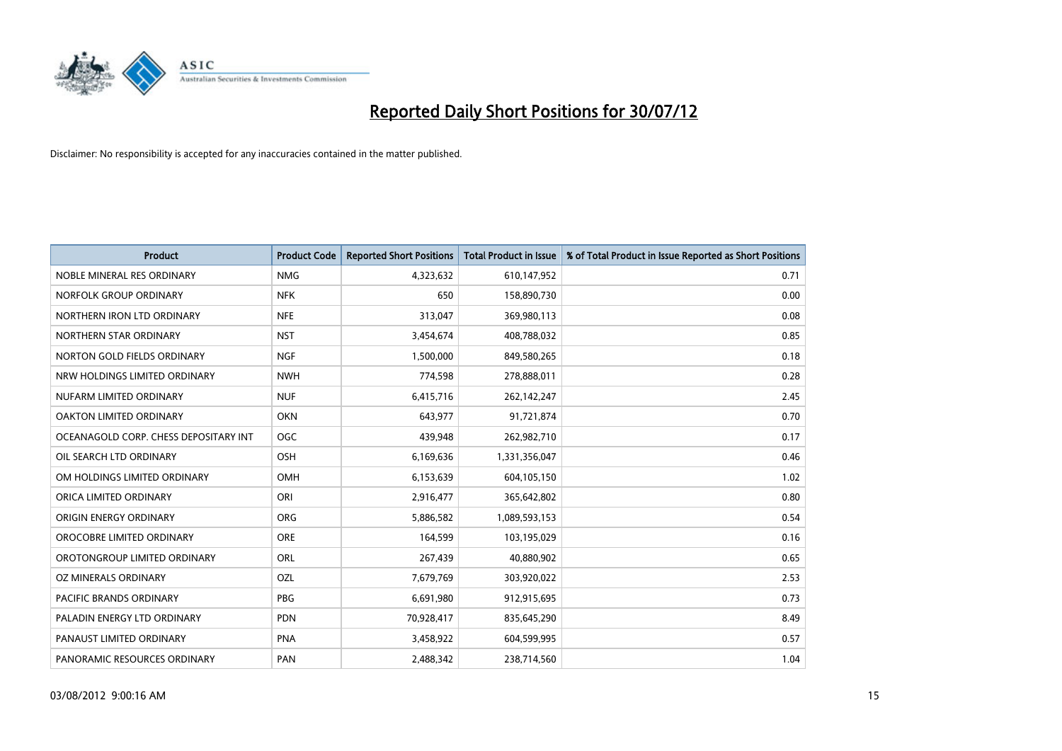# Reported Daily Short Positions for 30/07/12

Disclaimer: No responsibility is accepted for any inaccuracies contained in the matter published.

| Product | Product Code | Reported Short Positions | Total Product in Issue | % of Total Product in Issue Reported as Short Positions |
|---|---|---|---|---|
| NOBLE MINERAL RES ORDINARY | NMG | 4,323,632 | 610,147,952 | 0.71 |
| NORFOLK GROUP ORDINARY | NFK | 650 | 158,890,730 | 0.00 |
| NORTHERN IRON LTD ORDINARY | NFE | 313,047 | 369,980,113 | 0.08 |
| NORTHERN STAR ORDINARY | NST | 3,454,674 | 408,788,032 | 0.85 |
| NORTON GOLD FIELDS ORDINARY | NGF | 1,500,000 | 849,580,265 | 0.18 |
| NRW HOLDINGS LIMITED ORDINARY | NWH | 774,598 | 278,888,011 | 0.28 |
| NUFARM LIMITED ORDINARY | NUF | 6,415,716 | 262,142,247 | 2.45 |
| OAKTON LIMITED ORDINARY | OKN | 643,977 | 91,721,874 | 0.70 |
| OCEANAGOLD CORP. CHESS DEPOSITARY INT | OGC | 439,948 | 262,982,710 | 0.17 |
| OIL SEARCH LTD ORDINARY | OSH | 6,169,636 | 1,331,356,047 | 0.46 |
| OM HOLDINGS LIMITED ORDINARY | OMH | 6,153,639 | 604,105,150 | 1.02 |
| ORICA LIMITED ORDINARY | ORI | 2,916,477 | 365,642,802 | 0.80 |
| ORIGIN ENERGY ORDINARY | ORG | 5,886,582 | 1,089,593,153 | 0.54 |
| OROCOBRE LIMITED ORDINARY | ORE | 164,599 | 103,195,029 | 0.16 |
| OROTONGROUP LIMITED ORDINARY | ORL | 267,439 | 40,880,902 | 0.65 |
| OZ MINERALS ORDINARY | OZL | 7,679,769 | 303,920,022 | 2.53 |
| PACIFIC BRANDS ORDINARY | PBG | 6,691,980 | 912,915,695 | 0.73 |
| PALADIN ENERGY LTD ORDINARY | PDN | 70,928,417 | 835,645,290 | 8.49 |
| PANAUST LIMITED ORDINARY | PNA | 3,458,922 | 604,599,995 | 0.57 |
| PANORAMIC RESOURCES ORDINARY | PAN | 2,488,342 | 238,714,560 | 1.04 |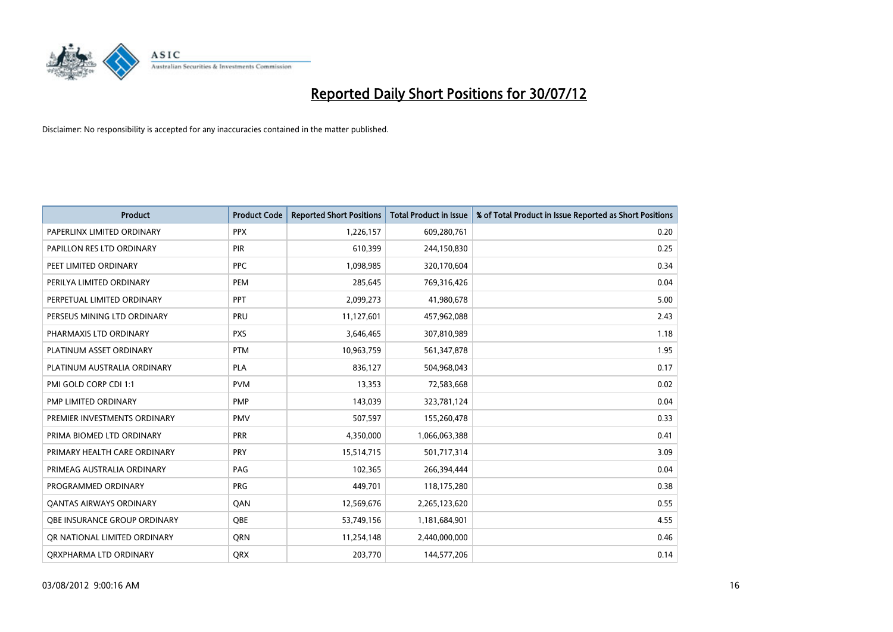# Reported Daily Short Positions for 30/07/12

Disclaimer: No responsibility is accepted for any inaccuracies contained in the matter published.

| Product | Product Code | Reported Short Positions | Total Product in Issue | % of Total Product in Issue Reported as Short Positions |
|---|---|---|---|---|
| PAPERLINX LIMITED ORDINARY | PPX | 1,226,157 | 609,280,761 | 0.20 |
| PAPILLON RES LTD ORDINARY | PIR | 610,399 | 244,150,830 | 0.25 |
| PEET LIMITED ORDINARY | PPC | 1,098,985 | 320,170,604 | 0.34 |
| PERILYA LIMITED ORDINARY | PEM | 285,645 | 769,316,426 | 0.04 |
| PERPETUAL LIMITED ORDINARY | PPT | 2,099,273 | 41,980,678 | 5.00 |
| PERSEUS MINING LTD ORDINARY | PRU | 11,127,601 | 457,962,088 | 2.43 |
| PHARMAXIS LTD ORDINARY | PXS | 3,646,465 | 307,810,989 | 1.18 |
| PLATINUM ASSET ORDINARY | PTM | 10,963,759 | 561,347,878 | 1.95 |
| PLATINUM AUSTRALIA ORDINARY | PLA | 836,127 | 504,968,043 | 0.17 |
| PMI GOLD CORP CDI 1:1 | PVM | 13,353 | 72,583,668 | 0.02 |
| PMP LIMITED ORDINARY | PMP | 143,039 | 323,781,124 | 0.04 |
| PREMIER INVESTMENTS ORDINARY | PMV | 507,597 | 155,260,478 | 0.33 |
| PRIMA BIOMED LTD ORDINARY | PRR | 4,350,000 | 1,066,063,388 | 0.41 |
| PRIMARY HEALTH CARE ORDINARY | PRY | 15,514,715 | 501,717,314 | 3.09 |
| PRIMEAG AUSTRALIA ORDINARY | PAG | 102,365 | 266,394,444 | 0.04 |
| PROGRAMMED ORDINARY | PRG | 449,701 | 118,175,280 | 0.38 |
| QANTAS AIRWAYS ORDINARY | QAN | 12,569,676 | 2,265,123,620 | 0.55 |
| QBE INSURANCE GROUP ORDINARY | QBE | 53,749,156 | 1,181,684,901 | 4.55 |
| QR NATIONAL LIMITED ORDINARY | QRN | 11,254,148 | 2,440,000,000 | 0.46 |
| QRXPHARMA LTD ORDINARY | QRX | 203,770 | 144,577,206 | 0.14 |

03/08/2012 9:00:16 AM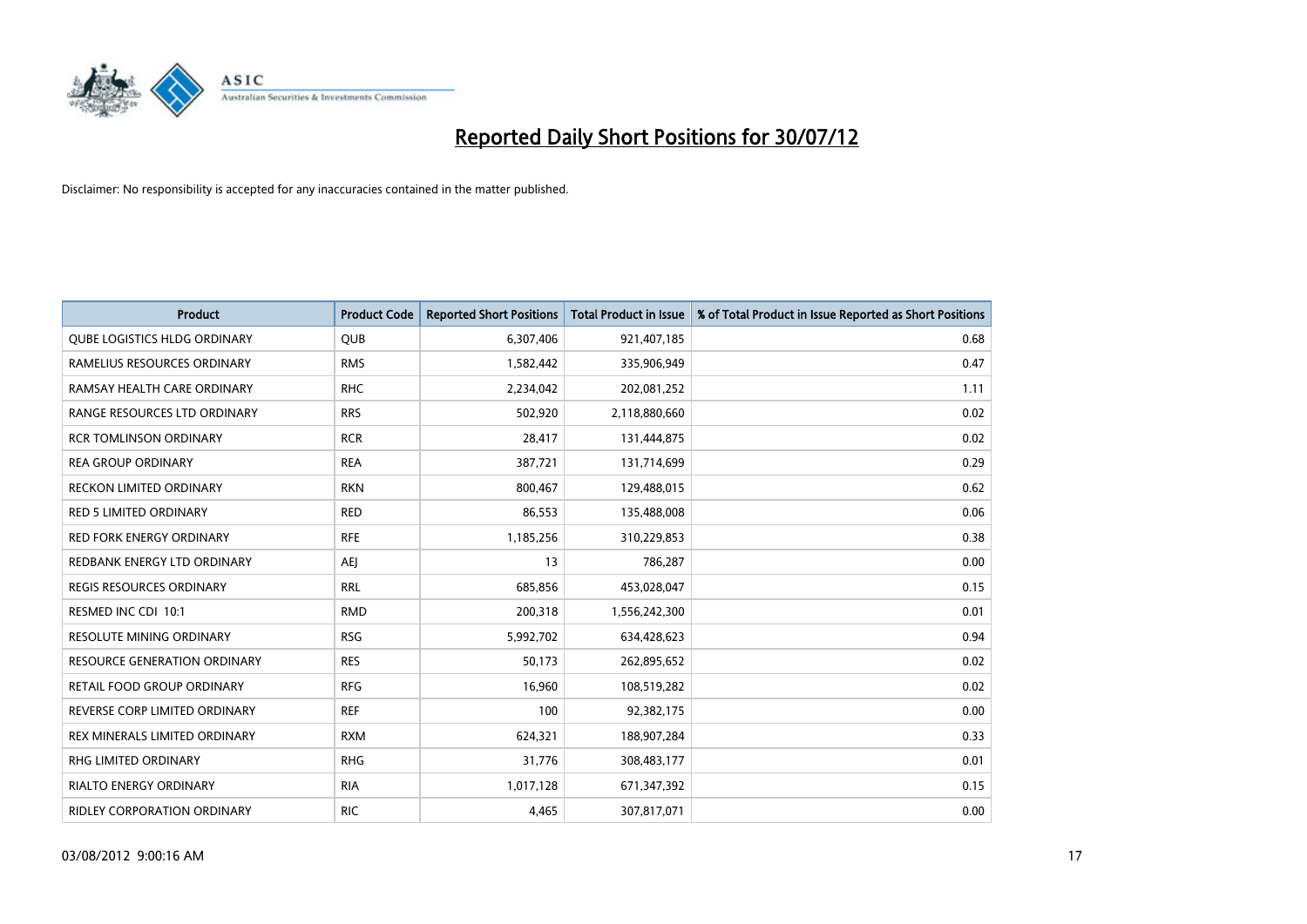# Reported Daily Short Positions for 30/07/12

Disclaimer: No responsibility is accepted for any inaccuracies contained in the matter published.

| Product | Product Code | Reported Short Positions | Total Product in Issue | % of Total Product in Issue Reported as Short Positions |
|---|---|---|---|---|
| QUBE LOGISTICS HLDG ORDINARY | QUB | 6,307,406 | 921,407,185 | 0.68 |
| RAMELIUS RESOURCES ORDINARY | RMS | 1,582,442 | 335,906,949 | 0.47 |
| RAMSAY HEALTH CARE ORDINARY | RHC | 2,234,042 | 202,081,252 | 1.11 |
| RANGE RESOURCES LTD ORDINARY | RRS | 502,920 | 2,118,880,660 | 0.02 |
| RCR TOMLINSON ORDINARY | RCR | 28,417 | 131,444,875 | 0.02 |
| REA GROUP ORDINARY | REA | 387,721 | 131,714,699 | 0.29 |
| RECKON LIMITED ORDINARY | RKN | 800,467 | 129,488,015 | 0.62 |
| RED 5 LIMITED ORDINARY | RED | 86,553 | 135,488,008 | 0.06 |
| RED FORK ENERGY ORDINARY | RFE | 1,185,256 | 310,229,853 | 0.38 |
| REDBANK ENERGY LTD ORDINARY | AEJ | 13 | 786,287 | 0.00 |
| REGIS RESOURCES ORDINARY | RRL | 685,856 | 453,028,047 | 0.15 |
| RESMED INC CDI 10:1 | RMD | 200,318 | 1,556,242,300 | 0.01 |
| RESOLUTE MINING ORDINARY | RSG | 5,992,702 | 634,428,623 | 0.94 |
| RESOURCE GENERATION ORDINARY | RES | 50,173 | 262,895,652 | 0.02 |
| RETAIL FOOD GROUP ORDINARY | RFG | 16,960 | 108,519,282 | 0.02 |
| REVERSE CORP LIMITED ORDINARY | REF | 100 | 92,382,175 | 0.00 |
| REX MINERALS LIMITED ORDINARY | RXM | 624,321 | 188,907,284 | 0.33 |
| RHG LIMITED ORDINARY | RHG | 31,776 | 308,483,177 | 0.01 |
| RIALTO ENERGY ORDINARY | RIA | 1,017,128 | 671,347,392 | 0.15 |
| RIDLEY CORPORATION ORDINARY | RIC | 4,465 | 307,817,071 | 0.00 |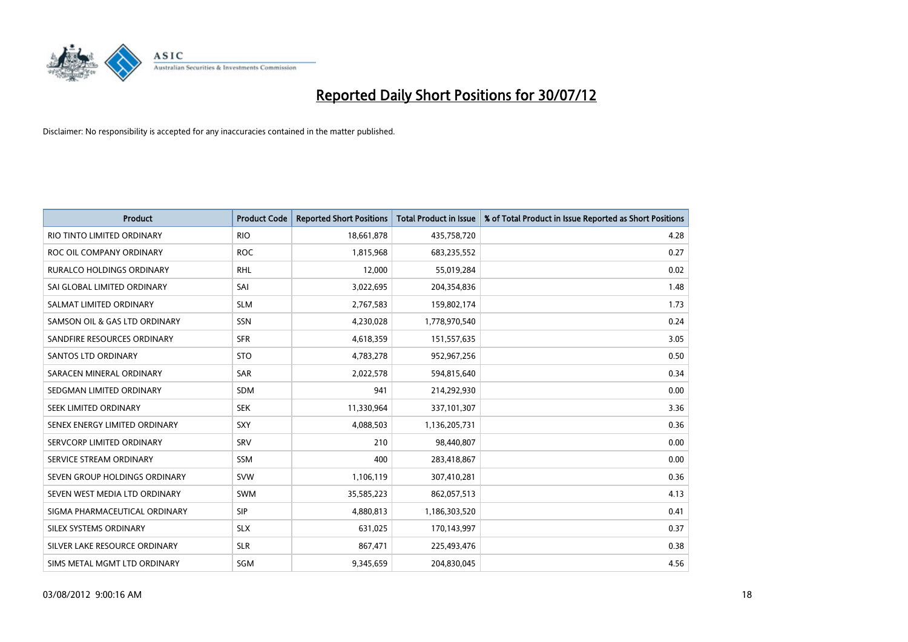# Reported Daily Short Positions for 30/07/12

Disclaimer: No responsibility is accepted for any inaccuracies contained in the matter published.

| Product | Product Code | Reported Short Positions | Total Product in Issue | % of Total Product in Issue Reported as Short Positions |
|---|---|---|---|---|
| RIO TINTO LIMITED ORDINARY | RIO | 18,661,878 | 435,758,720 | 4.28 |
| ROC OIL COMPANY ORDINARY | ROC | 1,815,968 | 683,235,552 | 0.27 |
| RURALCO HOLDINGS ORDINARY | RHL | 12,000 | 55,019,284 | 0.02 |
| SAI GLOBAL LIMITED ORDINARY | SAI | 3,022,695 | 204,354,836 | 1.48 |
| SALMAT LIMITED ORDINARY | SLM | 2,767,583 | 159,802,174 | 1.73 |
| SAMSON OIL & GAS LTD ORDINARY | SSN | 4,230,028 | 1,778,970,540 | 0.24 |
| SANDFIRE RESOURCES ORDINARY | SFR | 4,618,359 | 151,557,635 | 3.05 |
| SANTOS LTD ORDINARY | STO | 4,783,278 | 952,967,256 | 0.50 |
| SARACEN MINERAL ORDINARY | SAR | 2,022,578 | 594,815,640 | 0.34 |
| SEDGMAN LIMITED ORDINARY | SDM | 941 | 214,292,930 | 0.00 |
| SEEK LIMITED ORDINARY | SEK | 11,330,964 | 337,101,307 | 3.36 |
| SENEX ENERGY LIMITED ORDINARY | SXY | 4,088,503 | 1,136,205,731 | 0.36 |
| SERVCORP LIMITED ORDINARY | SRV | 210 | 98,440,807 | 0.00 |
| SERVICE STREAM ORDINARY | SSM | 400 | 283,418,867 | 0.00 |
| SEVEN GROUP HOLDINGS ORDINARY | SVW | 1,106,119 | 307,410,281 | 0.36 |
| SEVEN WEST MEDIA LTD ORDINARY | SWM | 35,585,223 | 862,057,513 | 4.13 |
| SIGMA PHARMACEUTICAL ORDINARY | SIP | 4,880,813 | 1,186,303,520 | 0.41 |
| SILEX SYSTEMS ORDINARY | SLX | 631,025 | 170,143,997 | 0.37 |
| SILVER LAKE RESOURCE ORDINARY | SLR | 867,471 | 225,493,476 | 0.38 |
| SIMS METAL MGMT LTD ORDINARY | SGM | 9,345,659 | 204,830,045 | 4.56 |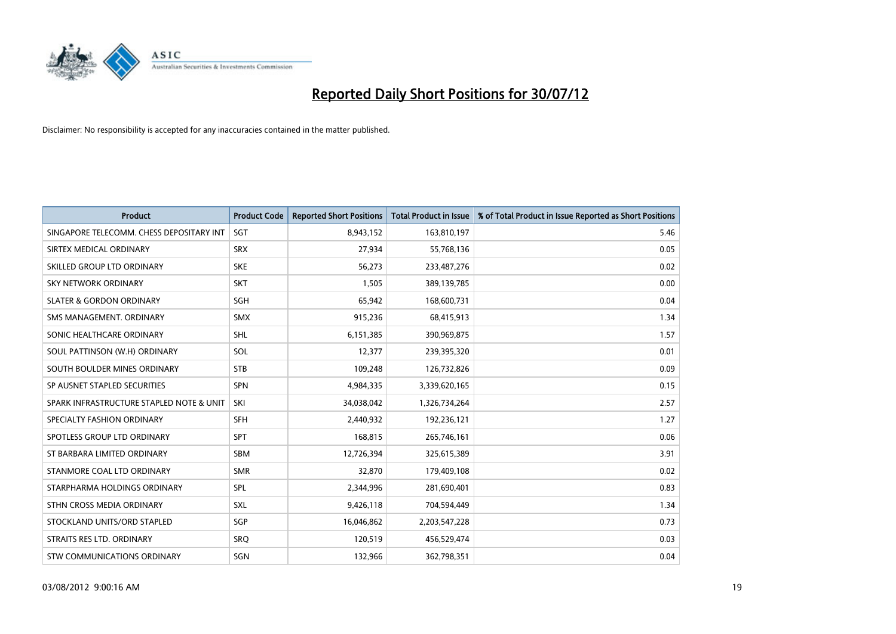# Reported Daily Short Positions for 30/07/12

Disclaimer: No responsibility is accepted for any inaccuracies contained in the matter published.

| Product | Product Code | Reported Short Positions | Total Product in Issue | % of Total Product in Issue Reported as Short Positions |
|---|---|---|---|---|
| SINGAPORE TELECOMM. CHESS DEPOSITARY INT | SGT | 8,943,152 | 163,810,197 | 5.46 |
| SIRTEX MEDICAL ORDINARY | SRX | 27,934 | 55,768,136 | 0.05 |
| SKILLED GROUP LTD ORDINARY | SKE | 56,273 | 233,487,276 | 0.02 |
| SKY NETWORK ORDINARY | SKT | 1,505 | 389,139,785 | 0.00 |
| SLATER & GORDON ORDINARY | SGH | 65,942 | 168,600,731 | 0.04 |
| SMS MANAGEMENT. ORDINARY | SMX | 915,236 | 68,415,913 | 1.34 |
| SONIC HEALTHCARE ORDINARY | SHL | 6,151,385 | 390,969,875 | 1.57 |
| SOUL PATTINSON (W.H) ORDINARY | SOL | 12,377 | 239,395,320 | 0.01 |
| SOUTH BOULDER MINES ORDINARY | STB | 109,248 | 126,732,826 | 0.09 |
| SP AUSNET STAPLED SECURITIES | SPN | 4,984,335 | 3,339,620,165 | 0.15 |
| SPARK INFRASTRUCTURE STAPLED NOTE & UNIT | SKI | 34,038,042 | 1,326,734,264 | 2.57 |
| SPECIALTY FASHION ORDINARY | SFH | 2,440,932 | 192,236,121 | 1.27 |
| SPOTLESS GROUP LTD ORDINARY | SPT | 168,815 | 265,746,161 | 0.06 |
| ST BARBARA LIMITED ORDINARY | SBM | 12,726,394 | 325,615,389 | 3.91 |
| STANMORE COAL LTD ORDINARY | SMR | 32,870 | 179,409,108 | 0.02 |
| STARPHARMA HOLDINGS ORDINARY | SPL | 2,344,996 | 281,690,401 | 0.83 |
| STHN CROSS MEDIA ORDINARY | SXL | 9,426,118 | 704,594,449 | 1.34 |
| STOCKLAND UNITS/ORD STAPLED | SGP | 16,046,862 | 2,203,547,228 | 0.73 |
| STRAITS RES LTD. ORDINARY | SRQ | 120,519 | 456,529,474 | 0.03 |
| STW COMMUNICATIONS ORDINARY | SGN | 132,966 | 362,798,351 | 0.04 |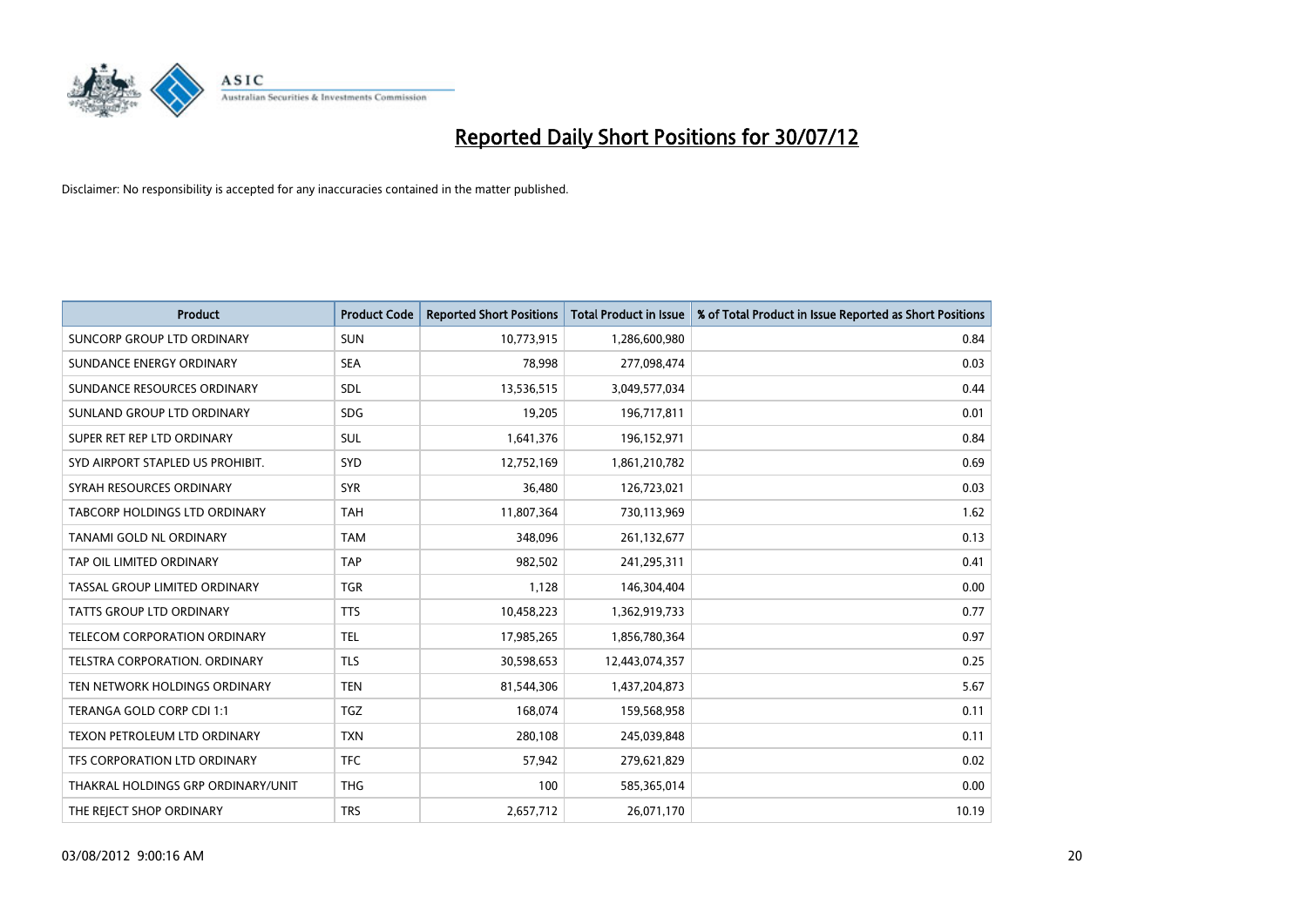# Reported Daily Short Positions for 30/07/12

Disclaimer: No responsibility is accepted for any inaccuracies contained in the matter published.

| Product | Product Code | Reported Short Positions | Total Product in Issue | % of Total Product in Issue Reported as Short Positions |
|---|---|---|---|---|
| SUNCORP GROUP LTD ORDINARY | SUN | 10,773,915 | 1,286,600,980 | 0.84 |
| SUNDANCE ENERGY ORDINARY | SEA | 78,998 | 277,098,474 | 0.03 |
| SUNDANCE RESOURCES ORDINARY | SDL | 13,536,515 | 3,049,577,034 | 0.44 |
| SUNLAND GROUP LTD ORDINARY | SDG | 19,205 | 196,717,811 | 0.01 |
| SUPER RET REP LTD ORDINARY | SUL | 1,641,376 | 196,152,971 | 0.84 |
| SYD AIRPORT STAPLED US PROHIBIT. | SYD | 12,752,169 | 1,861,210,782 | 0.69 |
| SYRAH RESOURCES ORDINARY | SYR | 36,480 | 126,723,021 | 0.03 |
| TABCORP HOLDINGS LTD ORDINARY | TAH | 11,807,364 | 730,113,969 | 1.62 |
| TANAMI GOLD NL ORDINARY | TAM | 348,096 | 261,132,677 | 0.13 |
| TAP OIL LIMITED ORDINARY | TAP | 982,502 | 241,295,311 | 0.41 |
| TASSAL GROUP LIMITED ORDINARY | TGR | 1,128 | 146,304,404 | 0.00 |
| TATTS GROUP LTD ORDINARY | TTS | 10,458,223 | 1,362,919,733 | 0.77 |
| TELECOM CORPORATION ORDINARY | TEL | 17,985,265 | 1,856,780,364 | 0.97 |
| TELSTRA CORPORATION. ORDINARY | TLS | 30,598,653 | 12,443,074,357 | 0.25 |
| TEN NETWORK HOLDINGS ORDINARY | TEN | 81,544,306 | 1,437,204,873 | 5.67 |
| TERANGA GOLD CORP CDI 1:1 | TGZ | 168,074 | 159,568,958 | 0.11 |
| TEXON PETROLEUM LTD ORDINARY | TXN | 280,108 | 245,039,848 | 0.11 |
| TFS CORPORATION LTD ORDINARY | TFC | 57,942 | 279,621,829 | 0.02 |
| THAKRAL HOLDINGS GRP ORDINARY/UNIT | THG | 100 | 585,365,014 | 0.00 |
| THE REJECT SHOP ORDINARY | TRS | 2,657,712 | 26,071,170 | 10.19 |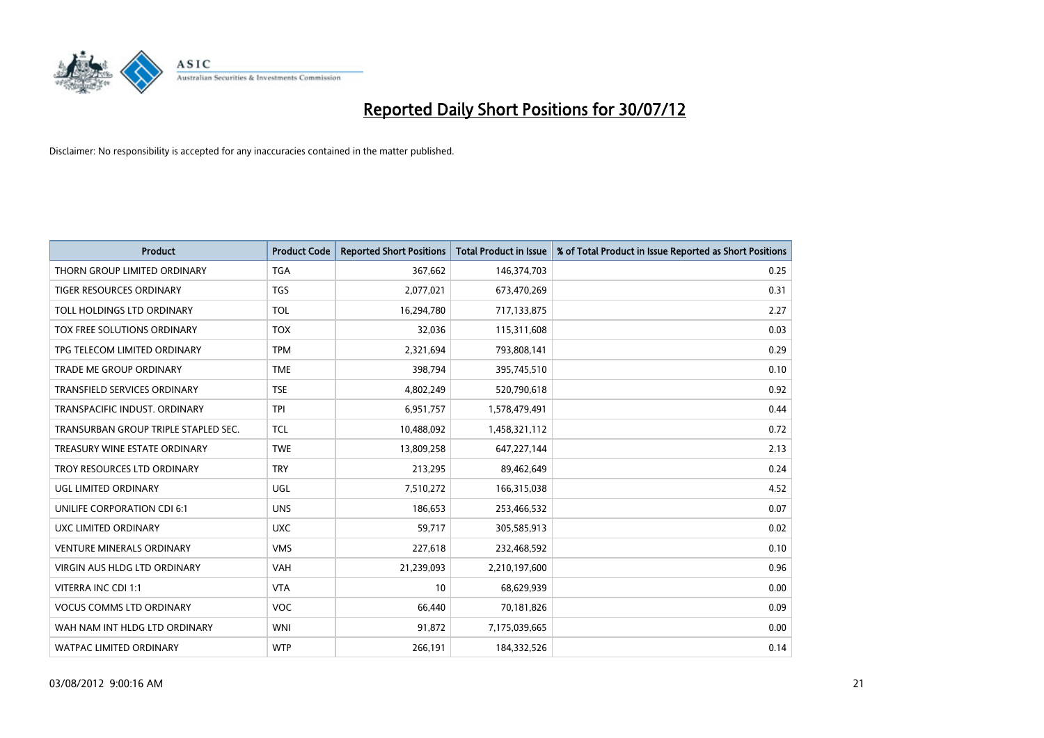# Reported Daily Short Positions for 30/07/12

Disclaimer: No responsibility is accepted for any inaccuracies contained in the matter published.

| Product | Product Code | Reported Short Positions | Total Product in Issue | % of Total Product in Issue Reported as Short Positions |
| --- | --- | --- | --- | --- |
| THORN GROUP LIMITED ORDINARY | TGA | 367,662 | 146,374,703 | 0.25 |
| TIGER RESOURCES ORDINARY | TGS | 2,077,021 | 673,470,269 | 0.31 |
| TOLL HOLDINGS LTD ORDINARY | TOL | 16,294,780 | 717,133,875 | 2.27 |
| TOX FREE SOLUTIONS ORDINARY | TOX | 32,036 | 115,311,608 | 0.03 |
| TPG TELECOM LIMITED ORDINARY | TPM | 2,321,694 | 793,808,141 | 0.29 |
| TRADE ME GROUP ORDINARY | TME | 398,794 | 395,745,510 | 0.10 |
| TRANSFIELD SERVICES ORDINARY | TSE | 4,802,249 | 520,790,618 | 0.92 |
| TRANSPACIFIC INDUST. ORDINARY | TPI | 6,951,757 | 1,578,479,491 | 0.44 |
| TRANSURBAN GROUP TRIPLE STAPLED SEC. | TCL | 10,488,092 | 1,458,321,112 | 0.72 |
| TREASURY WINE ESTATE ORDINARY | TWE | 13,809,258 | 647,227,144 | 2.13 |
| TROY RESOURCES LTD ORDINARY | TRY | 213,295 | 89,462,649 | 0.24 |
| UGL LIMITED ORDINARY | UGL | 7,510,272 | 166,315,038 | 4.52 |
| UNILIFE CORPORATION CDI 6:1 | UNS | 186,653 | 253,466,532 | 0.07 |
| UXC LIMITED ORDINARY | UXC | 59,717 | 305,585,913 | 0.02 |
| VENTURE MINERALS ORDINARY | VMS | 227,618 | 232,468,592 | 0.10 |
| VIRGIN AUS HLDG LTD ORDINARY | VAH | 21,239,093 | 2,210,197,600 | 0.96 |
| VITERRA INC CDI 1:1 | VTA | 10 | 68,629,939 | 0.00 |
| VOCUS COMMS LTD ORDINARY | VOC | 66,440 | 70,181,826 | 0.09 |
| WAH NAM INT HLDG LTD ORDINARY | WNI | 91,872 | 7,175,039,665 | 0.00 |
| WATPAC LIMITED ORDINARY | WTP | 266,191 | 184,332,526 | 0.14 |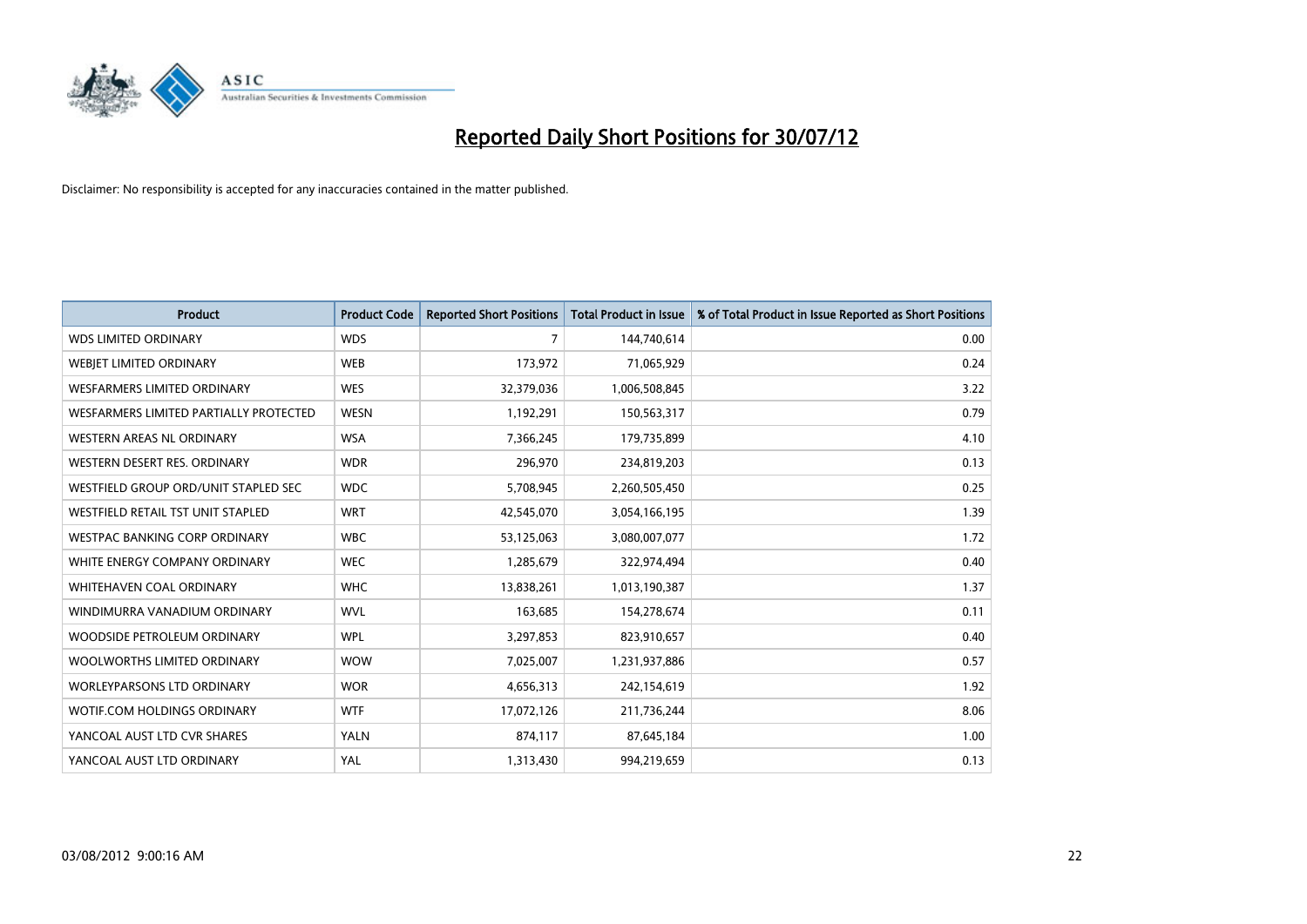# Reported Daily Short Positions for 30/07/12

Disclaimer: No responsibility is accepted for any inaccuracies contained in the matter published.

| Product | Product Code | Reported Short Positions | Total Product in Issue | % of Total Product in Issue Reported as Short Positions |
|---|---|---|---|---|
| WDS LIMITED ORDINARY | WDS | 7 | 144,740,614 | 0.00 |
| WEBJET LIMITED ORDINARY | WEB | 173,972 | 71,065,929 | 0.24 |
| WESFARMERS LIMITED ORDINARY | WES | 32,379,036 | 1,006,508,845 | 3.22 |
| WESFARMERS LIMITED PARTIALLY PROTECTED | WESN | 1,192,291 | 150,563,317 | 0.79 |
| WESTERN AREAS NL ORDINARY | WSA | 7,366,245 | 179,735,899 | 4.10 |
| WESTERN DESERT RES. ORDINARY | WDR | 296,970 | 234,819,203 | 0.13 |
| WESTFIELD GROUP ORD/UNIT STAPLED SEC | WDC | 5,708,945 | 2,260,505,450 | 0.25 |
| WESTFIELD RETAIL TST UNIT STAPLED | WRT | 42,545,070 | 3,054,166,195 | 1.39 |
| WESTPAC BANKING CORP ORDINARY | WBC | 53,125,063 | 3,080,007,077 | 1.72 |
| WHITE ENERGY COMPANY ORDINARY | WEC | 1,285,679 | 322,974,494 | 0.40 |
| WHITEHAVEN COAL ORDINARY | WHC | 13,838,261 | 1,013,190,387 | 1.37 |
| WINDIMURRA VANADIUM ORDINARY | WVL | 163,685 | 154,278,674 | 0.11 |
| WOODSIDE PETROLEUM ORDINARY | WPL | 3,297,853 | 823,910,657 | 0.40 |
| WOOLWORTHS LIMITED ORDINARY | WOW | 7,025,007 | 1,231,937,886 | 0.57 |
| WORLEYPARSONS LTD ORDINARY | WOR | 4,656,313 | 242,154,619 | 1.92 |
| WOTIF.COM HOLDINGS ORDINARY | WTF | 17,072,126 | 211,736,244 | 8.06 |
| YANCOAL AUST LTD CVR SHARES | YALN | 874,117 | 87,645,184 | 1.00 |
| YANCOAL AUST LTD ORDINARY | YAL | 1,313,430 | 994,219,659 | 0.13 |